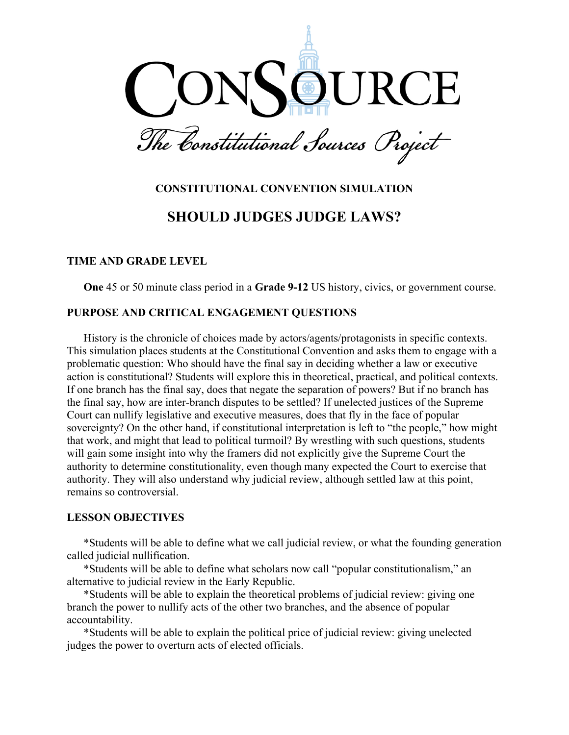# CONSOURCE

*The Constitutional Sources Project*

**CONSTITUTIONAL CONVENTION SIMULATION**

## SHOULD JUDGES JUDGE LAWS?

### TIME AND GRADE LEVEL

**One** 45 or 50 minute class period in a **Grade 9-12** US history, civics, or government course.

### PURPOSE AND CRITICAL ENGAGEMENT QUESTIONS

History is the chronicle of choices made by actors/agents/protagonists in specific contexts. This simulation places students at the Constitutional Convention and asks them to engage with a problematic question: Who should have the final say in deciding whether a law or executive action is constitutional? Students will explore this in theoretical, practical, and political contexts. If one branch has the final say, does that negate the separation of powers? But if no branch has the final say, how are inter-branch disputes to be settled? If unelected justices of the Supreme Court can nullify legislative and executive measures, does that fly in the face of popular sovereignty? On the other hand, if constitutional interpretation is left to "the people," how might that work, and might that lead to political turmoil? By wrestling with such questions, students will gain some insight into why the framers did not explicitly give the Supreme Court the authority to determine constitutionality, even though many expected the Court to exercise that authority. They will also understand why judicial review, although settled law at this point, remains so controversial.

### LESSON OBJECTIVES

*Students will be able to define what we call judicial review, or what the founding generation called judicial nullification.

*Students will be able to define what scholars now call "popular constitutionalism," an alternative to judicial review in the Early Republic.

*Students will be able to explain the theoretical problems of judicial review: giving one branch the power to nullify acts of the other two branches, and the absence of popular accountability.

*Students will be able to explain the political price of judicial review: giving unelected judges the power to overturn acts of elected officials.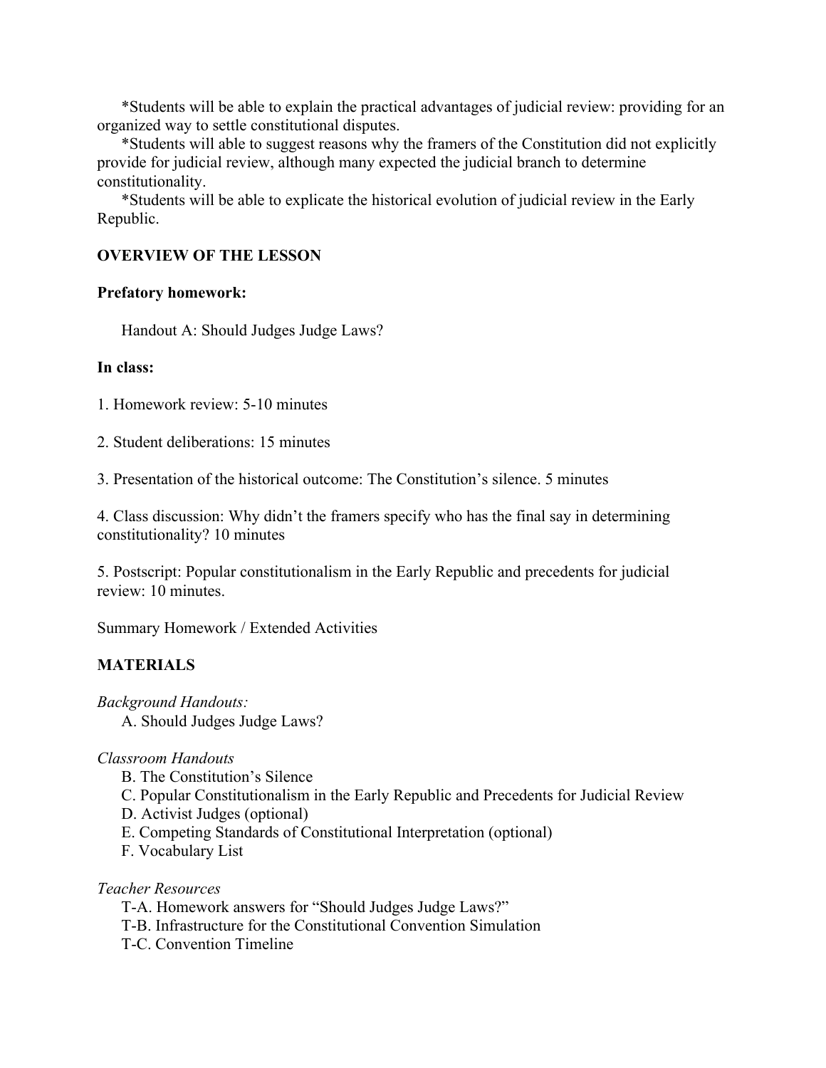*Students will be able to explain the practical advantages of judicial review: providing for an organized way to settle constitutional disputes.

*Students will able to suggest reasons why the framers of the Constitution did not explicitly provide for judicial review, although many expected the judicial branch to determine constitutionality.

*Students will be able to explicate the historical evolution of judicial review in the Early Republic.

**OVERVIEW OF THE LESSON**

**Prefatory homework:**

Handout A: Should Judges Judge Laws?

**In class:**

1. Homework review: 5-10 minutes

2. Student deliberations: 15 minutes

3. Presentation of the historical outcome: The Constitution's silence. 5 minutes

4. Class discussion: Why didn't the framers specify who has the final say in determining constitutionality? 10 minutes

5. Postscript: Popular constitutionalism in the Early Republic and precedents for judicial review: 10 minutes.

Summary Homework / Extended Activities

**MATERIALS**

*Background Handouts:*

A. Should Judges Judge Laws?

*Classroom Handouts*

B. The Constitution's Silence
C. Popular Constitutionalism in the Early Republic and Precedents for Judicial Review
D. Activist Judges (optional)
E. Competing Standards of Constitutional Interpretation (optional)
F. Vocabulary List

*Teacher Resources*

T-A. Homework answers for "Should Judges Judge Laws?"
T-B. Infrastructure for the Constitutional Convention Simulation
T-C. Convention Timeline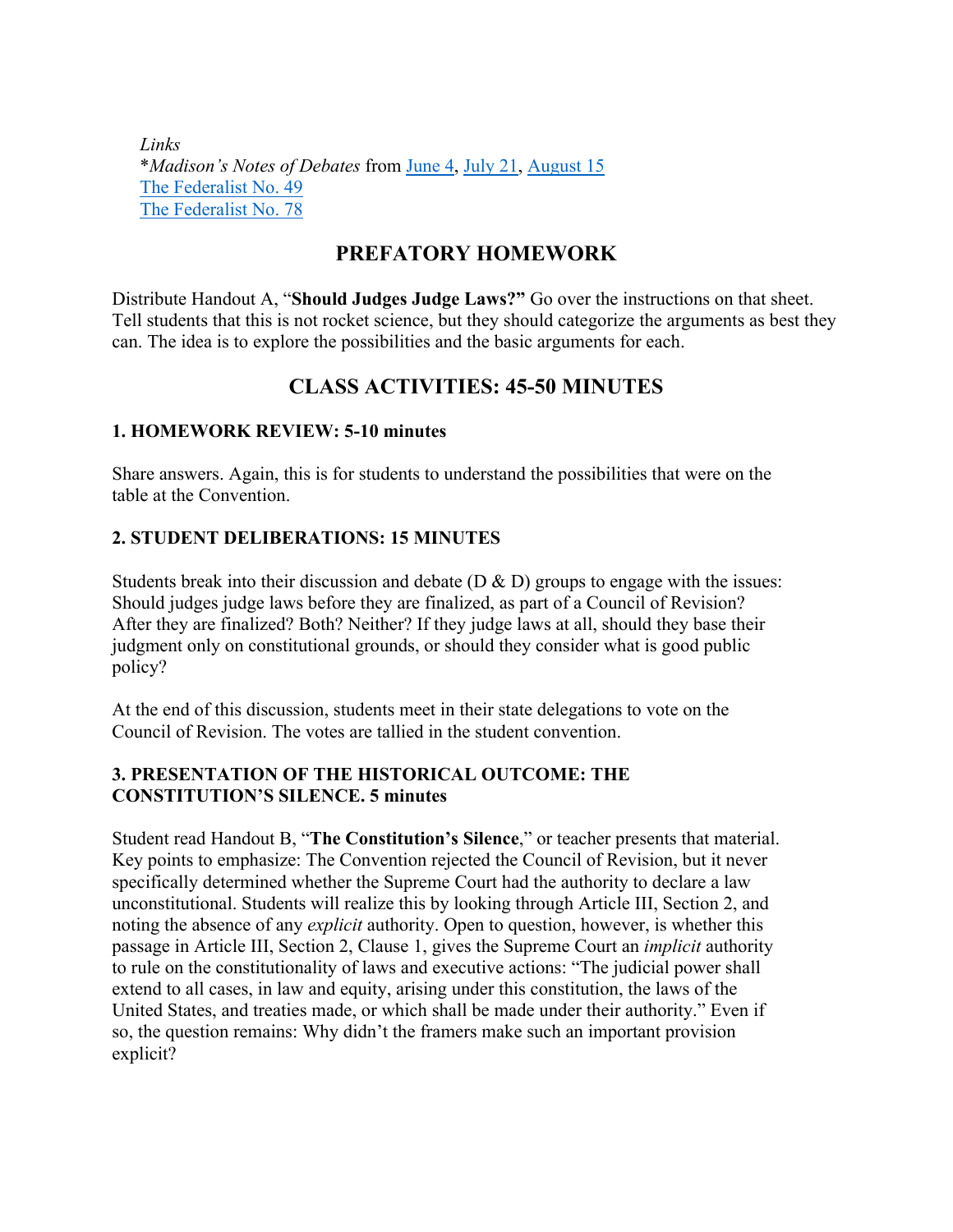*Links*
*\*Madison's Notes of Debates* from June 4, July 21, August 15
The Federalist No. 49
The Federalist No. 78

## PREFATORY HOMEWORK

Distribute Handout A, "**Should Judges Judge Laws?"** Go over the instructions on that sheet. Tell students that this is not rocket science, but they should categorize the arguments as best they can. The idea is to explore the possibilities and the basic arguments for each.

## CLASS ACTIVITIES: 45-50 MINUTES

### 1. HOMEWORK REVIEW: 5-10 minutes

Share answers. Again, this is for students to understand the possibilities that were on the table at the Convention.

### 2. STUDENT DELIBERATIONS: 15 MINUTES

Students break into their discussion and debate (D & D) groups to engage with the issues: Should judges judge laws before they are finalized, as part of a Council of Revision? After they are finalized? Both? Neither? If they judge laws at all, should they base their judgment only on constitutional grounds, or should they consider what is good public policy?

At the end of this discussion, students meet in their state delegations to vote on the Council of Revision. The votes are tallied in the student convention.

### 3. PRESENTATION OF THE HISTORICAL OUTCOME: THE CONSTITUTION'S SILENCE. 5 minutes

Student read Handout B, "**The Constitution's Silence**," or teacher presents that material. Key points to emphasize: The Convention rejected the Council of Revision, but it never specifically determined whether the Supreme Court had the authority to declare a law unconstitutional. Students will realize this by looking through Article III, Section 2, and noting the absence of any *explicit* authority. Open to question, however, is whether this passage in Article III, Section 2, Clause 1, gives the Supreme Court an *implicit* authority to rule on the constitutionality of laws and executive actions: "The judicial power shall extend to all cases, in law and equity, arising under this constitution, the laws of the United States, and treaties made, or which shall be made under their authority." Even if so, the question remains: Why didn't the framers make such an important provision explicit?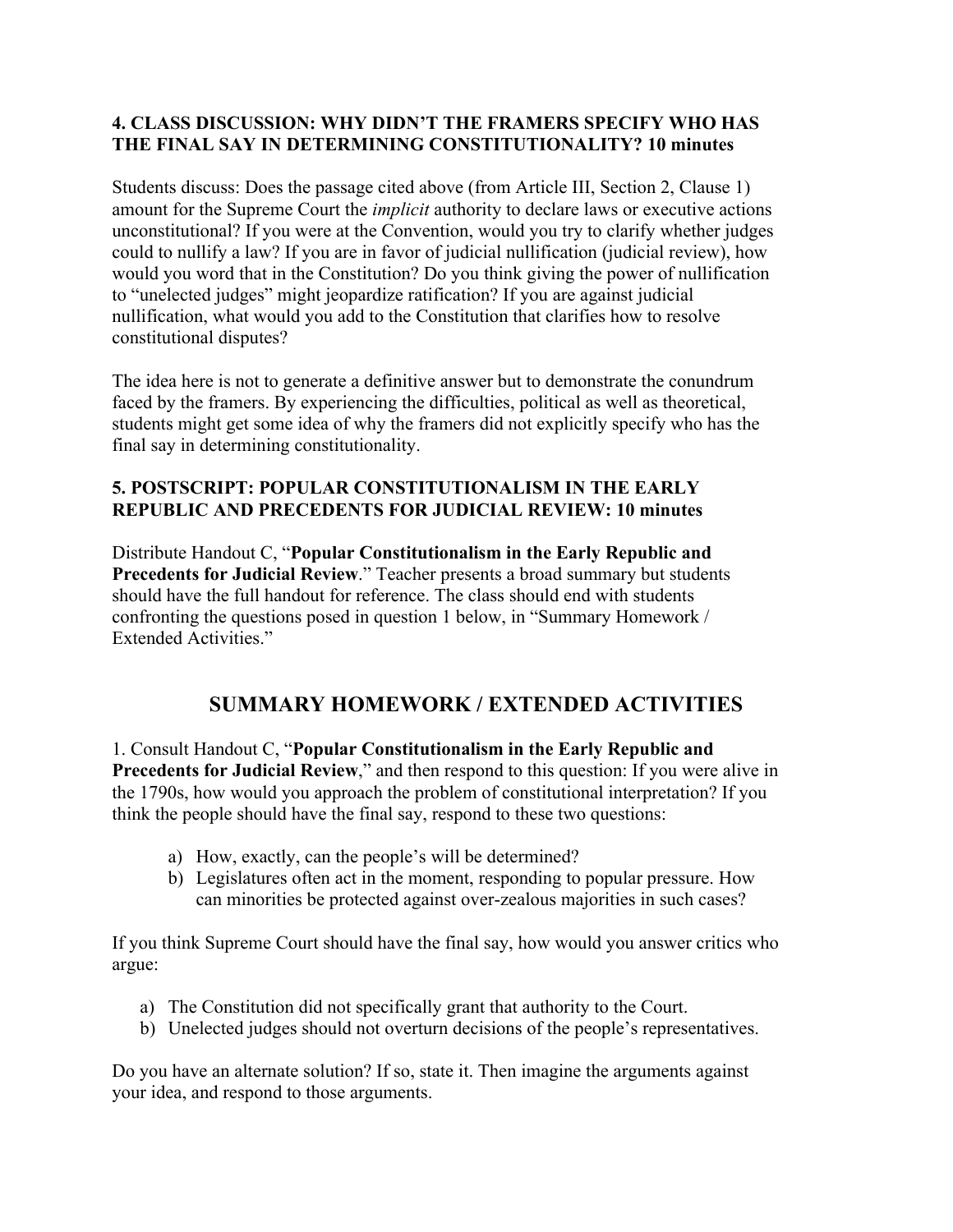### 4. CLASS DISCUSSION: WHY DIDN'T THE FRAMERS SPECIFY WHO HAS THE FINAL SAY IN DETERMINING CONSTITUTIONALITY? 10 minutes

Students discuss: Does the passage cited above (from Article III, Section 2, Clause 1) amount for the Supreme Court the *implicit* authority to declare laws or executive actions unconstitutional? If you were at the Convention, would you try to clarify whether judges could to nullify a law? If you are in favor of judicial nullification (judicial review), how would you word that in the Constitution? Do you think giving the power of nullification to "unelected judges" might jeopardize ratification? If you are against judicial nullification, what would you add to the Constitution that clarifies how to resolve constitutional disputes?

The idea here is not to generate a definitive answer but to demonstrate the conundrum faced by the framers. By experiencing the difficulties, political as well as theoretical, students might get some idea of why the framers did not explicitly specify who has the final say in determining constitutionality.

### 5. POSTSCRIPT: POPULAR CONSTITUTIONALISM IN THE EARLY REPUBLIC AND PRECEDENTS FOR JUDICIAL REVIEW: 10 minutes

Distribute Handout C, "**Popular Constitutionalism in the Early Republic and Precedents for Judicial Review**." Teacher presents a broad summary but students should have the full handout for reference. The class should end with students confronting the questions posed in question 1 below, in "Summary Homework / Extended Activities."

## SUMMARY HOMEWORK / EXTENDED ACTIVITIES

1. Consult Handout C, "**Popular Constitutionalism in the Early Republic and Precedents for Judicial Review**," and then respond to this question: If you were alive in the 1790s, how would you approach the problem of constitutional interpretation? If you think the people should have the final say, respond to these two questions:

   a) How, exactly, can the people's will be determined?
   b) Legislatures often act in the moment, responding to popular pressure. How can minorities be protected against over-zealous majorities in such cases?

If you think Supreme Court should have the final say, how would you answer critics who argue:

   a) The Constitution did not specifically grant that authority to the Court.
   b) Unelected judges should not overturn decisions of the people's representatives.

Do you have an alternate solution? If so, state it. Then imagine the arguments against your idea, and respond to those arguments.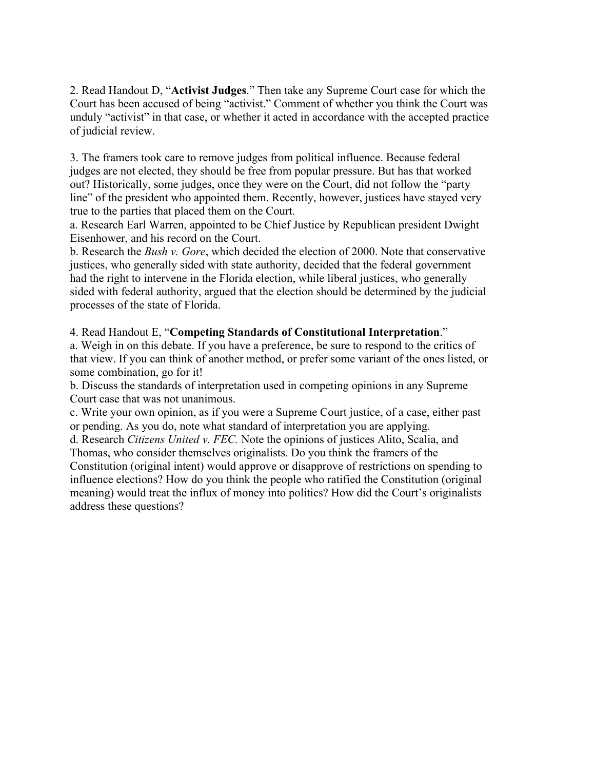2. Read Handout D, "**Activist Judges**." Then take any Supreme Court case for which the Court has been accused of being "activist." Comment of whether you think the Court was unduly "activist" in that case, or whether it acted in accordance with the accepted practice of judicial review.

3. The framers took care to remove judges from political influence. Because federal judges are not elected, they should be free from popular pressure. But has that worked out? Historically, some judges, once they were on the Court, did not follow the "party line" of the president who appointed them. Recently, however, justices have stayed very true to the parties that placed them on the Court.
a. Research Earl Warren, appointed to be Chief Justice by Republican president Dwight Eisenhower, and his record on the Court.
b. Research the *Bush v. Gore*, which decided the election of 2000. Note that conservative justices, who generally sided with state authority, decided that the federal government had the right to intervene in the Florida election, while liberal justices, who generally sided with federal authority, argued that the election should be determined by the judicial processes of the state of Florida.

4. Read Handout E, "**Competing Standards of Constitutional Interpretation**."
a. Weigh in on this debate. If you have a preference, be sure to respond to the critics of that view. If you can think of another method, or prefer some variant of the ones listed, or some combination, go for it!
b. Discuss the standards of interpretation used in competing opinions in any Supreme Court case that was not unanimous.
c. Write your own opinion, as if you were a Supreme Court justice, of a case, either past or pending. As you do, note what standard of interpretation you are applying.
d. Research *Citizens United v. FEC.* Note the opinions of justices Alito, Scalia, and Thomas, who consider themselves originalists. Do you think the framers of the Constitution (original intent) would approve or disapprove of restrictions on spending to influence elections? How do you think the people who ratified the Constitution (original meaning) would treat the influx of money into politics? How did the Court's originalists address these questions?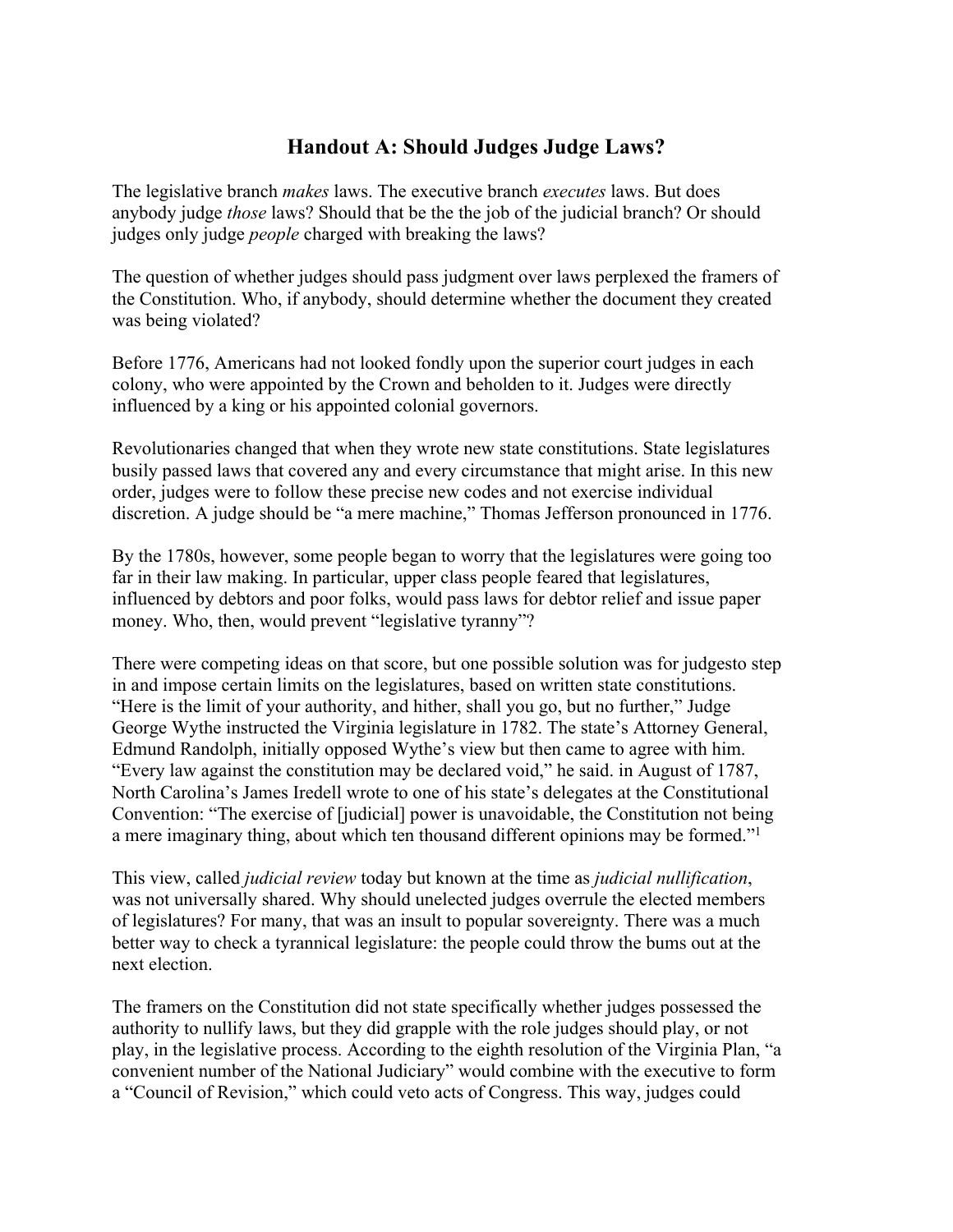# Handout A: Should Judges Judge Laws?

The legislative branch *makes* laws. The executive branch *executes* laws. But does anybody judge *those* laws? Should that be the the job of the judicial branch? Or should judges only judge *people* charged with breaking the laws?

The question of whether judges should pass judgment over laws perplexed the framers of the Constitution. Who, if anybody, should determine whether the document they created was being violated?

Before 1776, Americans had not looked fondly upon the superior court judges in each colony, who were appointed by the Crown and beholden to it. Judges were directly influenced by a king or his appointed colonial governors.

Revolutionaries changed that when they wrote new state constitutions. State legislatures busily passed laws that covered any and every circumstance that might arise. In this new order, judges were to follow these precise new codes and not exercise individual discretion. A judge should be "a mere machine," Thomas Jefferson pronounced in 1776.

By the 1780s, however, some people began to worry that the legislatures were going too far in their law making. In particular, upper class people feared that legislatures, influenced by debtors and poor folks, would pass laws for debtor relief and issue paper money. Who, then, would prevent "legislative tyranny"?

There were competing ideas on that score, but one possible solution was for judgesto step in and impose certain limits on the legislatures, based on written state constitutions. "Here is the limit of your authority, and hither, shall you go, but no further," Judge George Wythe instructed the Virginia legislature in 1782. The state's Attorney General, Edmund Randolph, initially opposed Wythe's view but then came to agree with him. "Every law against the constitution may be declared void," he said. in August of 1787, North Carolina's James Iredell wrote to one of his state's delegates at the Constitutional Convention: "The exercise of [judicial] power is unavoidable, the Constitution not being a mere imaginary thing, about which ten thousand different opinions may be formed."[1]

This view, called *judicial review* today but known at the time as *judicial nullification*, was not universally shared. Why should unelected judges overrule the elected members of legislatures? For many, that was an insult to popular sovereignty. There was a much better way to check a tyrannical legislature: the people could throw the bums out at the next election.

The framers on the Constitution did not state specifically whether judges possessed the authority to nullify laws, but they did grapple with the role judges should play, or not play, in the legislative process. According to the eighth resolution of the Virginia Plan, "a convenient number of the National Judiciary" would combine with the executive to form a "Council of Revision," which could veto acts of Congress. This way, judges could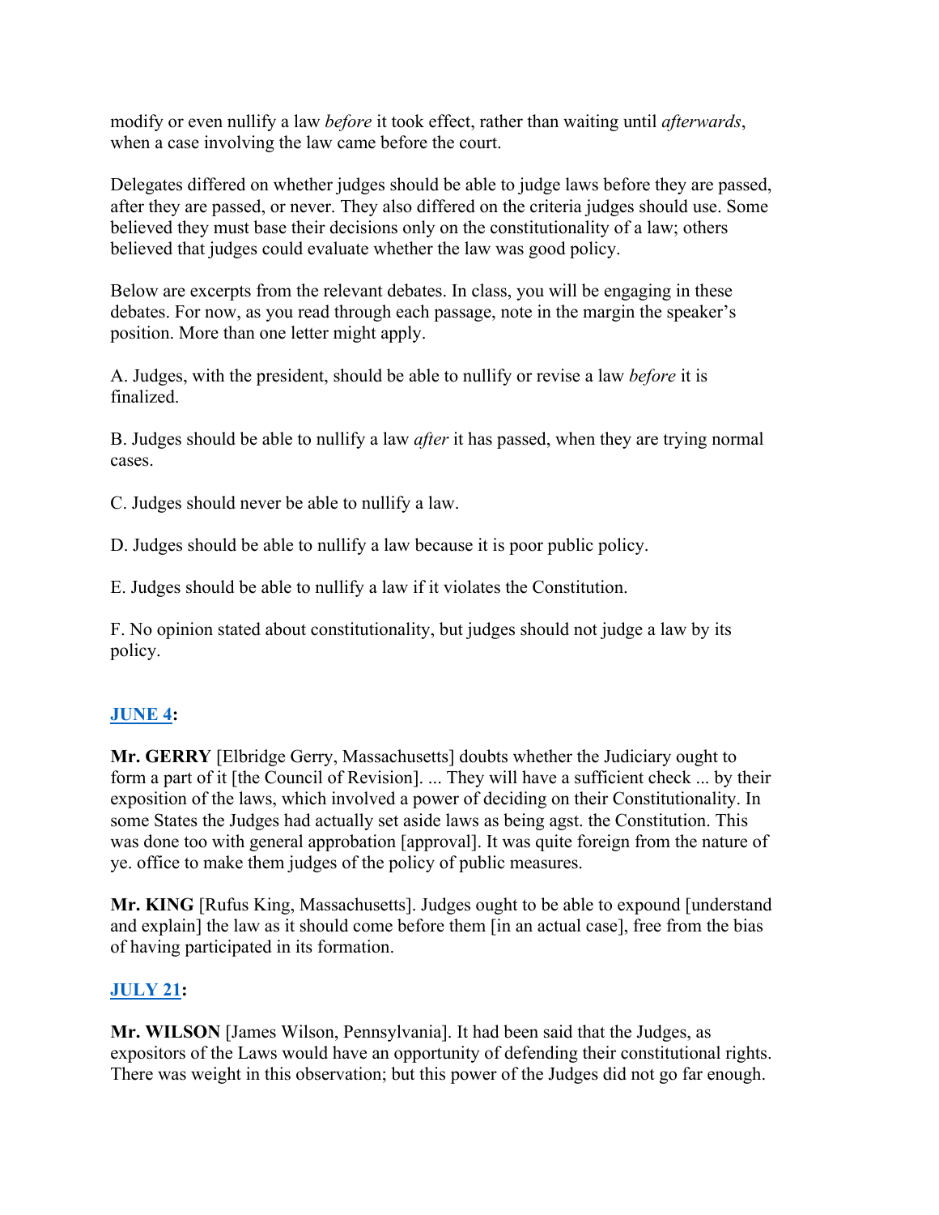modify or even nullify a law *before* it took effect, rather than waiting until *afterwards*, when a case involving the law came before the court.

Delegates differed on whether judges should be able to judge laws before they are passed, after they are passed, or never. They also differed on the criteria judges should use. Some believed they must base their decisions only on the constitutionality of a law; others believed that judges could evaluate whether the law was good policy.

Below are excerpts from the relevant debates. In class, you will be engaging in these debates. For now, as you read through each passage, note in the margin the speaker's position. More than one letter might apply.

A. Judges, with the president, should be able to nullify or revise a law *before* it is finalized.

B. Judges should be able to nullify a law *after* it has passed, when they are trying normal cases.

C. Judges should never be able to nullify a law.

D. Judges should be able to nullify a law because it is poor public policy.

E. Judges should be able to nullify a law if it violates the Constitution.

F. No opinion stated about constitutionality, but judges should not judge a law by its policy.

## JUNE 4:

**Mr. GERRY** [Elbridge Gerry, Massachusetts] doubts whether the Judiciary ought to form a part of it [the Council of Revision]. ... They will have a sufficient check ... by their exposition of the laws, which involved a power of deciding on their Constitutionality. In some States the Judges had actually set aside laws as being agst. the Constitution. This was done too with general approbation [approval]. It was quite foreign from the nature of ye. office to make them judges of the policy of public measures.

**Mr. KING** [Rufus King, Massachusetts]. Judges ought to be able to expound [understand and explain] the law as it should come before them [in an actual case], free from the bias of having participated in its formation.

## JULY 21:

**Mr. WILSON** [James Wilson, Pennsylvania]. It had been said that the Judges, as expositors of the Laws would have an opportunity of defending their constitutional rights. There was weight in this observation; but this power of the Judges did not go far enough.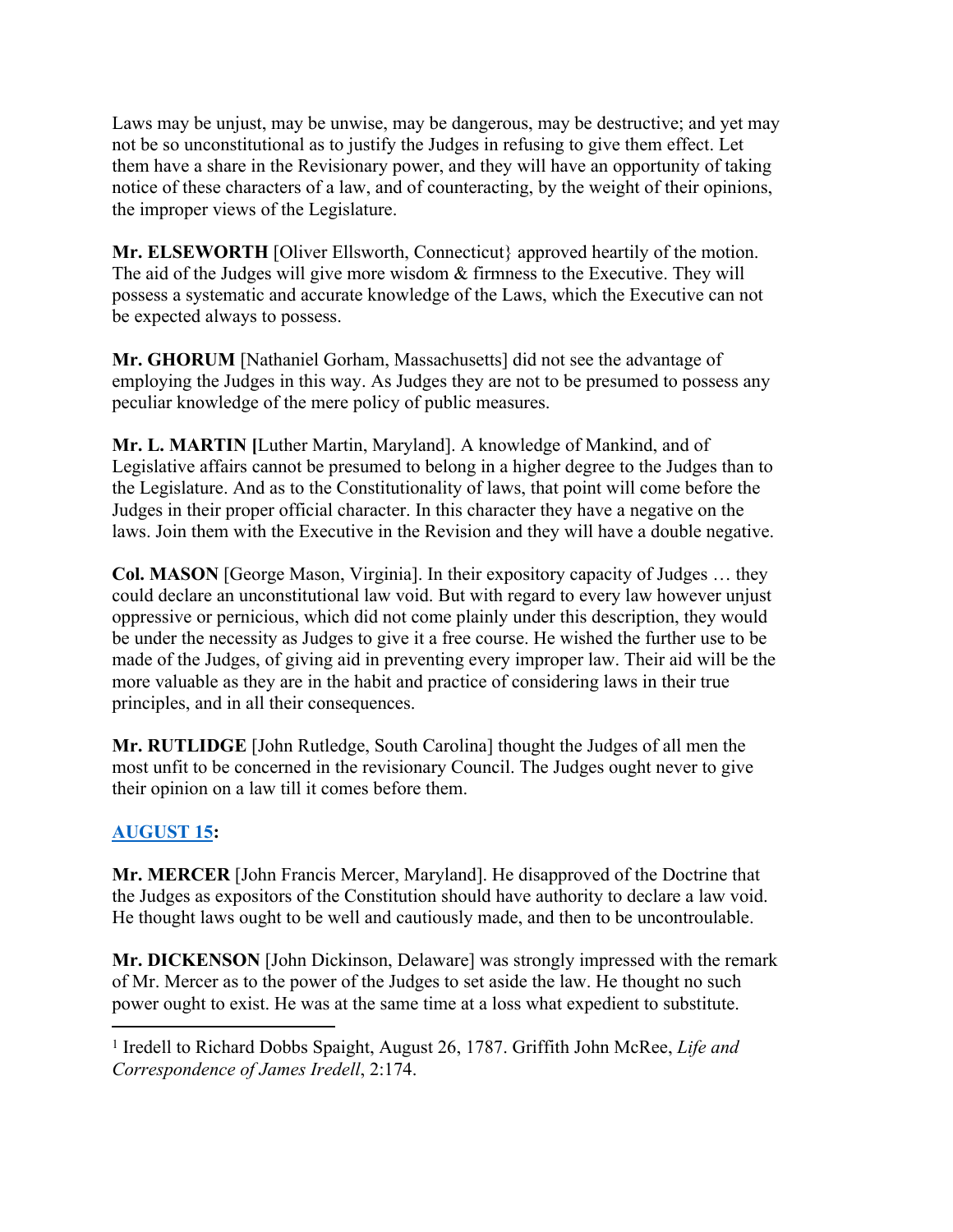Laws may be unjust, may be unwise, may be dangerous, may be destructive; and yet may not be so unconstitutional as to justify the Judges in refusing to give them effect. Let them have a share in the Revisionary power, and they will have an opportunity of taking notice of these characters of a law, and of counteracting, by the weight of their opinions, the improper views of the Legislature.

**Mr. ELSEWORTH** [Oliver Ellsworth, Connecticut} approved heartily of the motion. The aid of the Judges will give more wisdom & firmness to the Executive. They will possess a systematic and accurate knowledge of the Laws, which the Executive can not be expected always to possess.

**Mr. GHORUM** [Nathaniel Gorham, Massachusetts] did not see the advantage of employing the Judges in this way. As Judges they are not to be presumed to possess any peculiar knowledge of the mere policy of public measures.

**Mr. L. MARTIN [**Luther Martin, Maryland]. A knowledge of Mankind, and of Legislative affairs cannot be presumed to belong in a higher degree to the Judges than to the Legislature. And as to the Constitutionality of laws, that point will come before the Judges in their proper official character. In this character they have a negative on the laws. Join them with the Executive in the Revision and they will have a double negative.

**Col. MASON** [George Mason, Virginia]. In their expository capacity of Judges … they could declare an unconstitutional law void. But with regard to every law however unjust oppressive or pernicious, which did not come plainly under this description, they would be under the necessity as Judges to give it a free course. He wished the further use to be made of the Judges, of giving aid in preventing every improper law. Their aid will be the more valuable as they are in the habit and practice of considering laws in their true principles, and in all their consequences.

**Mr. RUTLIDGE** [John Rutledge, South Carolina] thought the Judges of all men the most unfit to be concerned in the revisionary Council. The Judges ought never to give their opinion on a law till it comes before them.

**AUGUST 15:**

**Mr. MERCER** [John Francis Mercer, Maryland]. He disapproved of the Doctrine that the Judges as expositors of the Constitution should have authority to declare a law void. He thought laws ought to be well and cautiously made, and then to be uncontroulable.

**Mr. DICKENSON** [John Dickinson, Delaware] was strongly impressed with the remark of Mr. Mercer as to the power of the Judges to set aside the law. He thought no such power ought to exist. He was at the same time at a loss what expedient to substitute.

---

[1] Iredell to Richard Dobbs Spaight, August 26, 1787. Griffith John McRee, *Life and Correspondence of James Iredell*, 2:174.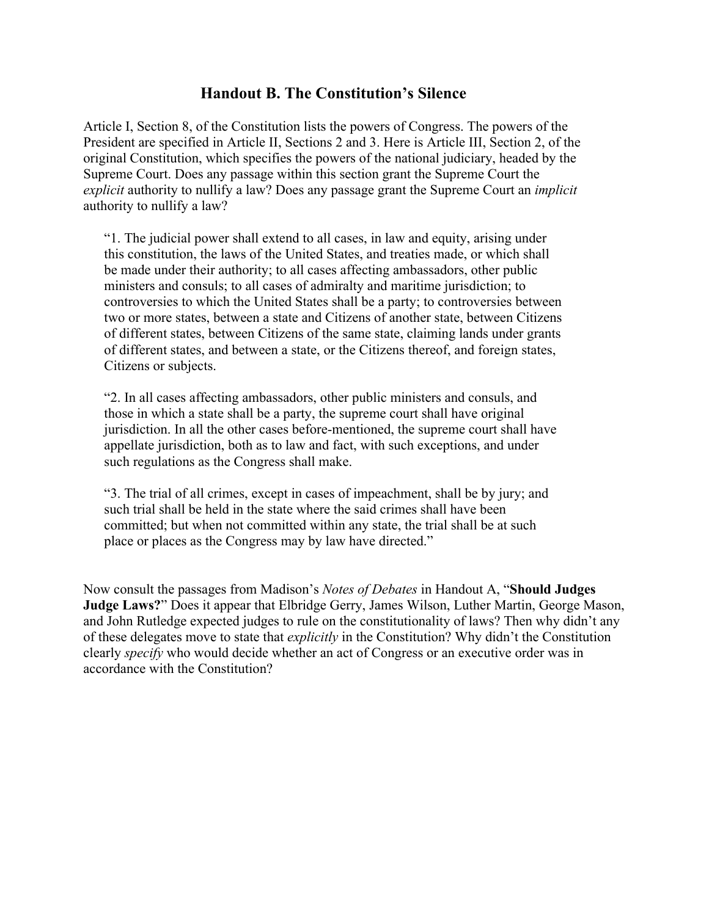## Handout B. The Constitution's Silence

Article I, Section 8, of the Constitution lists the powers of Congress. The powers of the President are specified in Article II, Sections 2 and 3. Here is Article III, Section 2, of the original Constitution, which specifies the powers of the national judiciary, headed by the Supreme Court. Does any passage within this section grant the Supreme Court the *explicit* authority to nullify a law? Does any passage grant the Supreme Court an *implicit* authority to nullify a law?

> "1. The judicial power shall extend to all cases, in law and equity, arising under this constitution, the laws of the United States, and treaties made, or which shall be made under their authority; to all cases affecting ambassadors, other public ministers and consuls; to all cases of admiralty and maritime jurisdiction; to controversies to which the United States shall be a party; to controversies between two or more states, between a state and Citizens of another state, between Citizens of different states, between Citizens of the same state, claiming lands under grants of different states, and between a state, or the Citizens thereof, and foreign states, Citizens or subjects.
>
> "2. In all cases affecting ambassadors, other public ministers and consuls, and those in which a state shall be a party, the supreme court shall have original jurisdiction. In all the other cases before-mentioned, the supreme court shall have appellate jurisdiction, both as to law and fact, with such exceptions, and under such regulations as the Congress shall make.
>
> "3. The trial of all crimes, except in cases of impeachment, shall be by jury; and such trial shall be held in the state where the said crimes shall have been committed; but when not committed within any state, the trial shall be at such place or places as the Congress may by law have directed."

Now consult the passages from Madison's *Notes of Debates* in Handout A, "**Should Judges Judge Laws?**" Does it appear that Elbridge Gerry, James Wilson, Luther Martin, George Mason, and John Rutledge expected judges to rule on the constitutionality of laws? Then why didn't any of these delegates move to state that *explicitly* in the Constitution? Why didn't the Constitution clearly *specify* who would decide whether an act of Congress or an executive order was in accordance with the Constitution?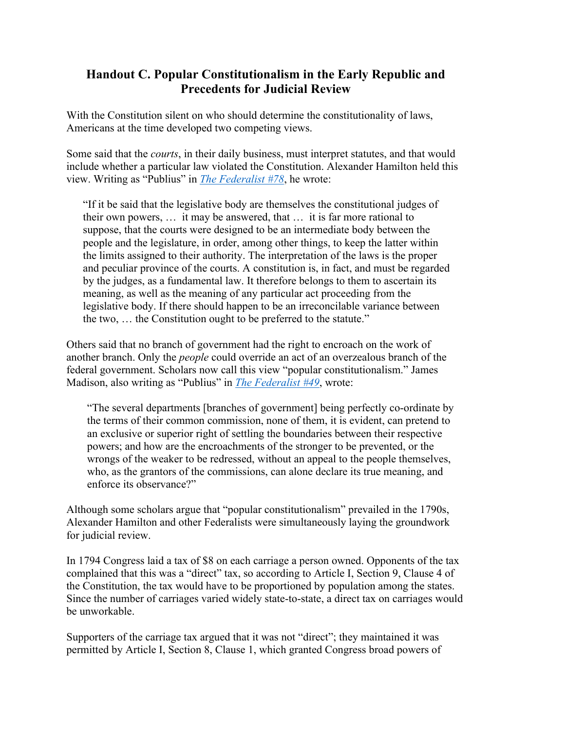## Handout C. Popular Constitutionalism in the Early Republic and Precedents for Judicial Review

With the Constitution silent on who should determine the constitutionality of laws, Americans at the time developed two competing views.

Some said that the *courts*, in their daily business, must interpret statutes, and that would include whether a particular law violated the Constitution. Alexander Hamilton held this view. Writing as "Publius" in [*The Federalist #78*](), he wrote:

> "If it be said that the legislative body are themselves the constitutional judges of their own powers, … it may be answered, that … it is far more rational to suppose, that the courts were designed to be an intermediate body between the people and the legislature, in order, among other things, to keep the latter within the limits assigned to their authority. The interpretation of the laws is the proper and peculiar province of the courts. A constitution is, in fact, and must be regarded by the judges, as a fundamental law. It therefore belongs to them to ascertain its meaning, as well as the meaning of any particular act proceeding from the legislative body. If there should happen to be an irreconcilable variance between the two, … the Constitution ought to be preferred to the statute."

Others said that no branch of government had the right to encroach on the work of another branch. Only the *people* could override an act of an overzealous branch of the federal government. Scholars now call this view "popular constitutionalism." James Madison, also writing as "Publius" in [*The Federalist #49*](), wrote:

> "The several departments [branches of government] being perfectly co-ordinate by the terms of their common commission, none of them, it is evident, can pretend to an exclusive or superior right of settling the boundaries between their respective powers; and how are the encroachments of the stronger to be prevented, or the wrongs of the weaker to be redressed, without an appeal to the people themselves, who, as the grantors of the commissions, can alone declare its true meaning, and enforce its observance?"

Although some scholars argue that "popular constitutionalism" prevailed in the 1790s, Alexander Hamilton and other Federalists were simultaneously laying the groundwork for judicial review.

In 1794 Congress laid a tax of $8 on each carriage a person owned. Opponents of the tax complained that this was a "direct" tax, so according to Article I, Section 9, Clause 4 of the Constitution, the tax would have to be proportioned by population among the states. Since the number of carriages varied widely state-to-state, a direct tax on carriages would be unworkable.

Supporters of the carriage tax argued that it was not "direct"; they maintained it was permitted by Article I, Section 8, Clause 1, which granted Congress broad powers of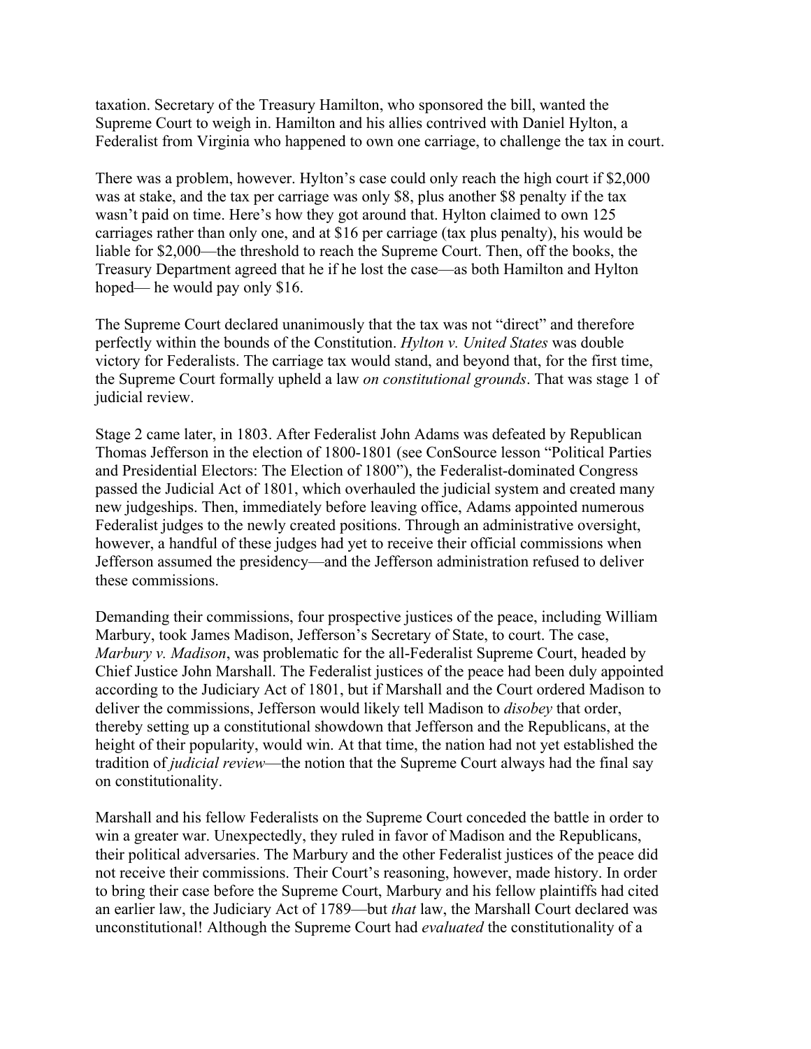taxation. Secretary of the Treasury Hamilton, who sponsored the bill, wanted the Supreme Court to weigh in. Hamilton and his allies contrived with Daniel Hylton, a Federalist from Virginia who happened to own one carriage, to challenge the tax in court.

There was a problem, however. Hylton's case could only reach the high court if $2,000 was at stake, and the tax per carriage was only $8, plus another $8 penalty if the tax wasn't paid on time. Here's how they got around that. Hylton claimed to own 125 carriages rather than only one, and at $16 per carriage (tax plus penalty), his would be liable for $2,000—the threshold to reach the Supreme Court. Then, off the books, the Treasury Department agreed that he if he lost the case—as both Hamilton and Hylton hoped— he would pay only $16.

The Supreme Court declared unanimously that the tax was not "direct" and therefore perfectly within the bounds of the Constitution. *Hylton v. United States* was double victory for Federalists. The carriage tax would stand, and beyond that, for the first time, the Supreme Court formally upheld a law *on constitutional grounds*. That was stage 1 of judicial review.

Stage 2 came later, in 1803. After Federalist John Adams was defeated by Republican Thomas Jefferson in the election of 1800-1801 (see ConSource lesson "Political Parties and Presidential Electors: The Election of 1800"), the Federalist-dominated Congress passed the Judicial Act of 1801, which overhauled the judicial system and created many new judgeships. Then, immediately before leaving office, Adams appointed numerous Federalist judges to the newly created positions. Through an administrative oversight, however, a handful of these judges had yet to receive their official commissions when Jefferson assumed the presidency—and the Jefferson administration refused to deliver these commissions.

Demanding their commissions, four prospective justices of the peace, including William Marbury, took James Madison, Jefferson's Secretary of State, to court. The case, *Marbury v. Madison*, was problematic for the all-Federalist Supreme Court, headed by Chief Justice John Marshall. The Federalist justices of the peace had been duly appointed according to the Judiciary Act of 1801, but if Marshall and the Court ordered Madison to deliver the commissions, Jefferson would likely tell Madison to *disobey* that order, thereby setting up a constitutional showdown that Jefferson and the Republicans, at the height of their popularity, would win. At that time, the nation had not yet established the tradition of *judicial review*—the notion that the Supreme Court always had the final say on constitutionality.

Marshall and his fellow Federalists on the Supreme Court conceded the battle in order to win a greater war. Unexpectedly, they ruled in favor of Madison and the Republicans, their political adversaries. The Marbury and the other Federalist justices of the peace did not receive their commissions. Their Court's reasoning, however, made history. In order to bring their case before the Supreme Court, Marbury and his fellow plaintiffs had cited an earlier law, the Judiciary Act of 1789—but *that* law, the Marshall Court declared was unconstitutional! Although the Supreme Court had *evaluated* the constitutionality of a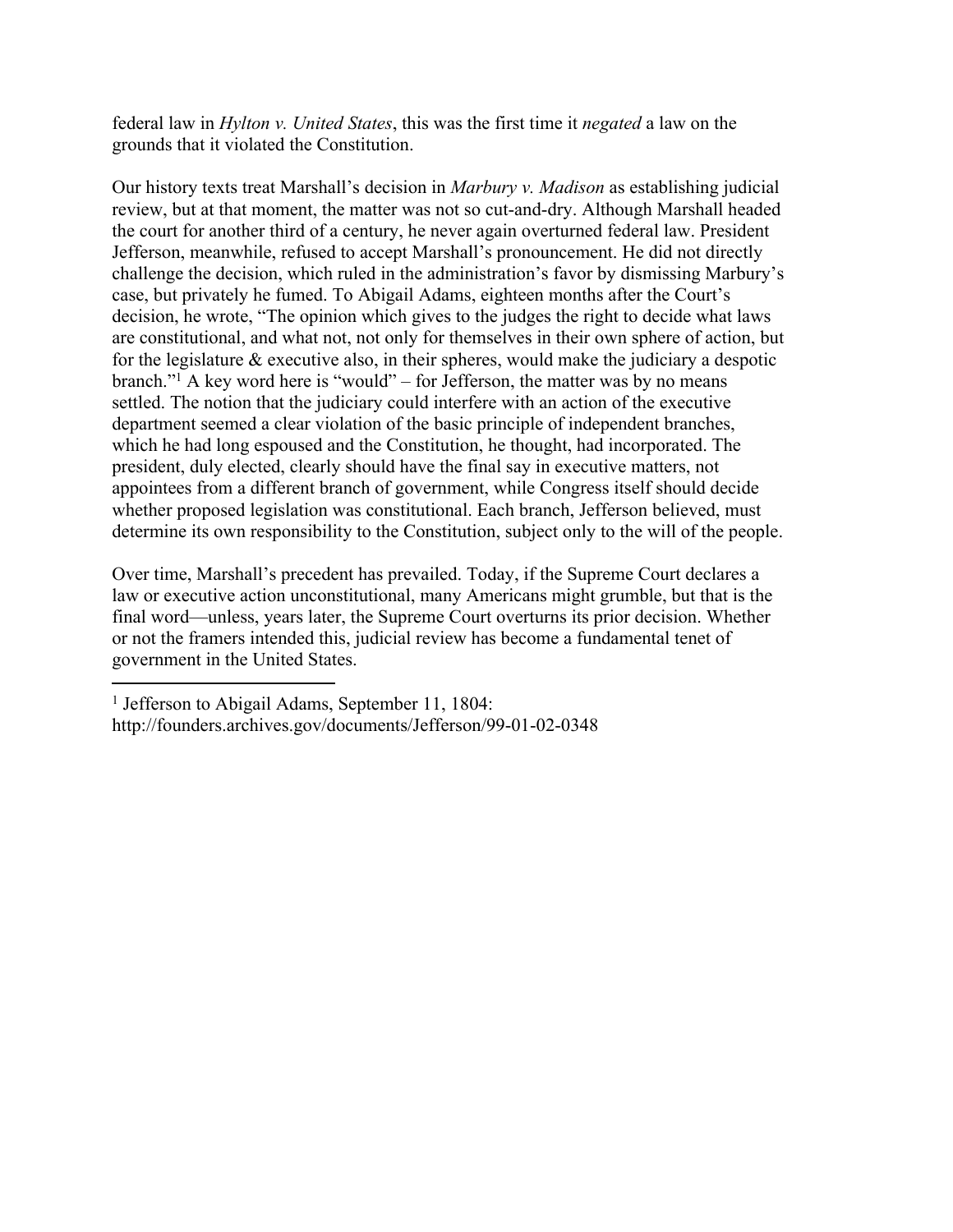federal law in *Hylton v. United States*, this was the first time it *negated* a law on the grounds that it violated the Constitution.

Our history texts treat Marshall's decision in *Marbury v. Madison* as establishing judicial review, but at that moment, the matter was not so cut-and-dry. Although Marshall headed the court for another third of a century, he never again overturned federal law. President Jefferson, meanwhile, refused to accept Marshall's pronouncement. He did not directly challenge the decision, which ruled in the administration's favor by dismissing Marbury's case, but privately he fumed. To Abigail Adams, eighteen months after the Court's decision, he wrote, "The opinion which gives to the judges the right to decide what laws are constitutional, and what not, not only for themselves in their own sphere of action, but for the legislature & executive also, in their spheres, would make the judiciary a despotic branch."[1] A key word here is "would" – for Jefferson, the matter was by no means settled. The notion that the judiciary could interfere with an action of the executive department seemed a clear violation of the basic principle of independent branches, which he had long espoused and the Constitution, he thought, had incorporated. The president, duly elected, clearly should have the final say in executive matters, not appointees from a different branch of government, while Congress itself should decide whether proposed legislation was constitutional. Each branch, Jefferson believed, must determine its own responsibility to the Constitution, subject only to the will of the people.

Over time, Marshall's precedent has prevailed. Today, if the Supreme Court declares a law or executive action unconstitutional, many Americans might grumble, but that is the final word—unless, years later, the Supreme Court overturns its prior decision. Whether or not the framers intended this, judicial review has become a fundamental tenet of government in the United States.

---

[1] Jefferson to Abigail Adams, September 11, 1804: http://founders.archives.gov/documents/Jefferson/99-01-02-0348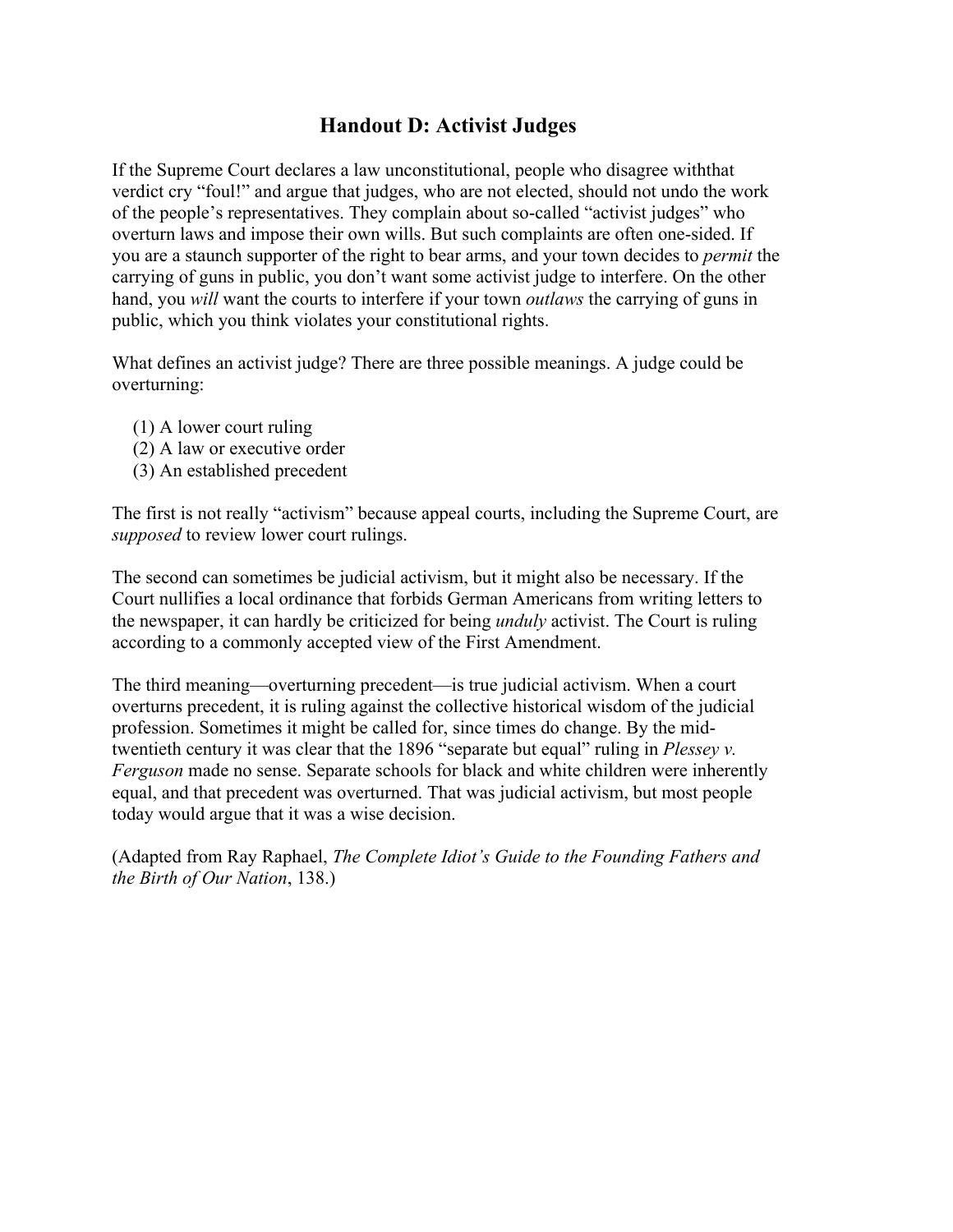## Handout D: Activist Judges

If the Supreme Court declares a law unconstitutional, people who disagree withthat verdict cry “foul!” and argue that judges, who are not elected, should not undo the work of the people’s representatives. They complain about so-called “activist judges” who overturn laws and impose their own wills. But such complaints are often one-sided. If you are a staunch supporter of the right to bear arms, and your town decides to *permit* the carrying of guns in public, you don’t want some activist judge to interfere. On the other hand, you *will* want the courts to interfere if your town *outlaws* the carrying of guns in public, which you think violates your constitutional rights.

What defines an activist judge? There are three possible meanings. A judge could be overturning:

(1) A lower court ruling
(2) A law or executive order
(3) An established precedent

The first is not really “activism” because appeal courts, including the Supreme Court, are *supposed* to review lower court rulings.

The second can sometimes be judicial activism, but it might also be necessary. If the Court nullifies a local ordinance that forbids German Americans from writing letters to the newspaper, it can hardly be criticized for being *unduly* activist. The Court is ruling according to a commonly accepted view of the First Amendment.

The third meaning—overturning precedent—is true judicial activism. When a court overturns precedent, it is ruling against the collective historical wisdom of the judicial profession. Sometimes it might be called for, since times do change. By the mid-twentieth century it was clear that the 1896 “separate but equal” ruling in *Plessey v. Ferguson* made no sense. Separate schools for black and white children were inherently equal, and that precedent was overturned. That was judicial activism, but most people today would argue that it was a wise decision.

(Adapted from Ray Raphael, *The Complete Idiot’s Guide to the Founding Fathers and the Birth of Our Nation*, 138.)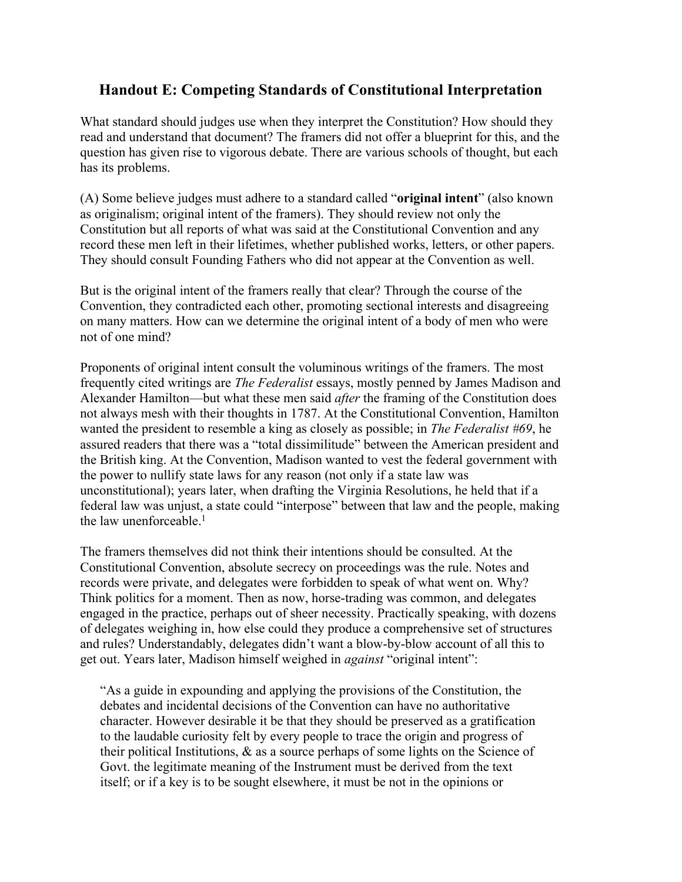## Handout E: Competing Standards of Constitutional Interpretation

What standard should judges use when they interpret the Constitution? How should they read and understand that document? The framers did not offer a blueprint for this, and the question has given rise to vigorous debate. There are various schools of thought, but each has its problems.

(A) Some believe judges must adhere to a standard called "**original intent**" (also known as originalism; original intent of the framers). They should review not only the Constitution but all reports of what was said at the Constitutional Convention and any record these men left in their lifetimes, whether published works, letters, or other papers. They should consult Founding Fathers who did not appear at the Convention as well.

But is the original intent of the framers really that clear? Through the course of the Convention, they contradicted each other, promoting sectional interests and disagreeing on many matters. How can we determine the original intent of a body of men who were not of one mind?

Proponents of original intent consult the voluminous writings of the framers. The most frequently cited writings are *The Federalist* essays, mostly penned by James Madison and Alexander Hamilton—but what these men said *after* the framing of the Constitution does not always mesh with their thoughts in 1787. At the Constitutional Convention, Hamilton wanted the president to resemble a king as closely as possible; in *The Federalist #69*, he assured readers that there was a "total dissimilitude" between the American president and the British king. At the Convention, Madison wanted to vest the federal government with the power to nullify state laws for any reason (not only if a state law was unconstitutional); years later, when drafting the Virginia Resolutions, he held that if a federal law was unjust, a state could "interpose" between that law and the people, making the law unenforceable.[1]

The framers themselves did not think their intentions should be consulted. At the Constitutional Convention, absolute secrecy on proceedings was the rule. Notes and records were private, and delegates were forbidden to speak of what went on. Why? Think politics for a moment. Then as now, horse-trading was common, and delegates engaged in the practice, perhaps out of sheer necessity. Practically speaking, with dozens of delegates weighing in, how else could they produce a comprehensive set of structures and rules? Understandably, delegates didn't want a blow-by-blow account of all this to get out. Years later, Madison himself weighed in *against* "original intent":

> "As a guide in expounding and applying the provisions of the Constitution, the debates and incidental decisions of the Convention can have no authoritative character. However desirable it be that they should be preserved as a gratification to the laudable curiosity felt by every people to trace the origin and progress of their political Institutions, & as a source perhaps of some lights on the Science of Govt. the legitimate meaning of the Instrument must be derived from the text itself; or if a key is to be sought elsewhere, it must be not in the opinions or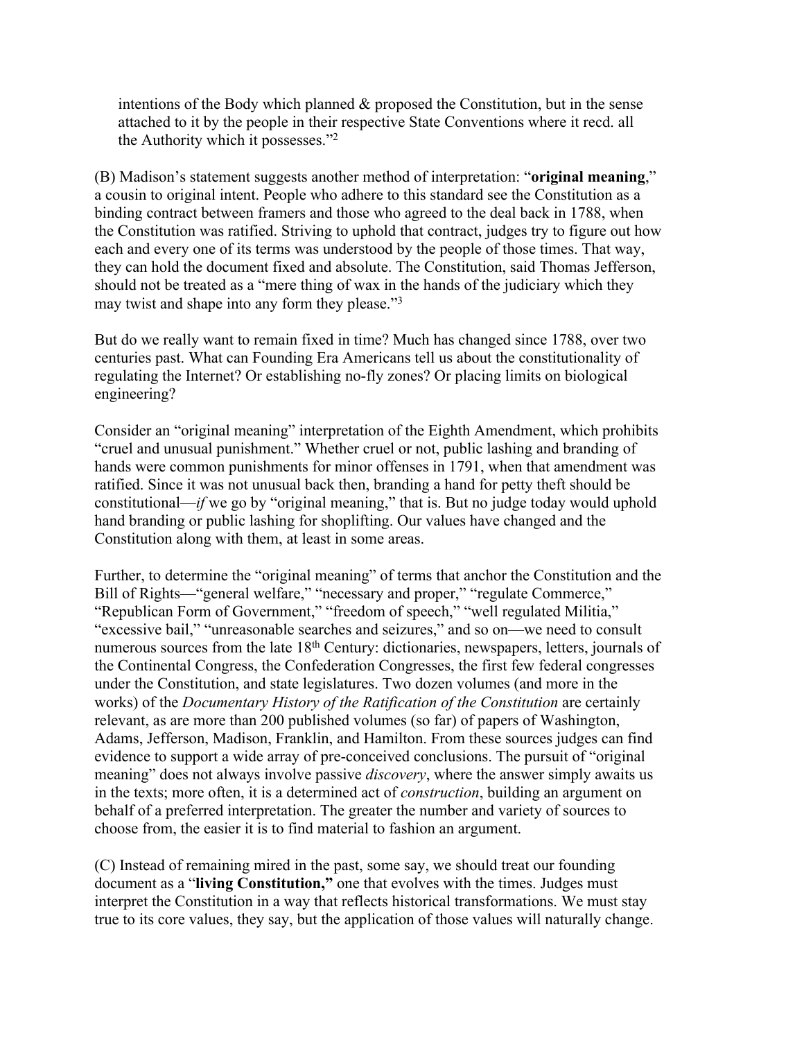intentions of the Body which planned & proposed the Constitution, but in the sense attached to it by the people in their respective State Conventions where it recd. all the Authority which it possesses."[2]

(B) Madison's statement suggests another method of interpretation: "**original meaning**," a cousin to original intent. People who adhere to this standard see the Constitution as a binding contract between framers and those who agreed to the deal back in 1788, when the Constitution was ratified. Striving to uphold that contract, judges try to figure out how each and every one of its terms was understood by the people of those times. That way, they can hold the document fixed and absolute. The Constitution, said Thomas Jefferson, should not be treated as a "mere thing of wax in the hands of the judiciary which they may twist and shape into any form they please."[3]

But do we really want to remain fixed in time? Much has changed since 1788, over two centuries past. What can Founding Era Americans tell us about the constitutionality of regulating the Internet? Or establishing no-fly zones? Or placing limits on biological engineering?

Consider an "original meaning" interpretation of the Eighth Amendment, which prohibits "cruel and unusual punishment." Whether cruel or not, public lashing and branding of hands were common punishments for minor offenses in 1791, when that amendment was ratified. Since it was not unusual back then, branding a hand for petty theft should be constitutional—*if* we go by "original meaning," that is. But no judge today would uphold hand branding or public lashing for shoplifting. Our values have changed and the Constitution along with them, at least in some areas.

Further, to determine the "original meaning" of terms that anchor the Constitution and the Bill of Rights—"general welfare," "necessary and proper," "regulate Commerce," "Republican Form of Government," "freedom of speech," "well regulated Militia," "excessive bail," "unreasonable searches and seizures," and so on—we need to consult numerous sources from the late 18th Century: dictionaries, newspapers, letters, journals of the Continental Congress, the Confederation Congresses, the first few federal congresses under the Constitution, and state legislatures. Two dozen volumes (and more in the works) of the *Documentary History of the Ratification of the Constitution* are certainly relevant, as are more than 200 published volumes (so far) of papers of Washington, Adams, Jefferson, Madison, Franklin, and Hamilton. From these sources judges can find evidence to support a wide array of pre-conceived conclusions. The pursuit of "original meaning" does not always involve passive *discovery*, where the answer simply awaits us in the texts; more often, it is a determined act of *construction*, building an argument on behalf of a preferred interpretation. The greater the number and variety of sources to choose from, the easier it is to find material to fashion an argument.

(C) Instead of remaining mired in the past, some say, we should treat our founding document as a "**living Constitution,"** one that evolves with the times. Judges must interpret the Constitution in a way that reflects historical transformations. We must stay true to its core values, they say, but the application of those values will naturally change.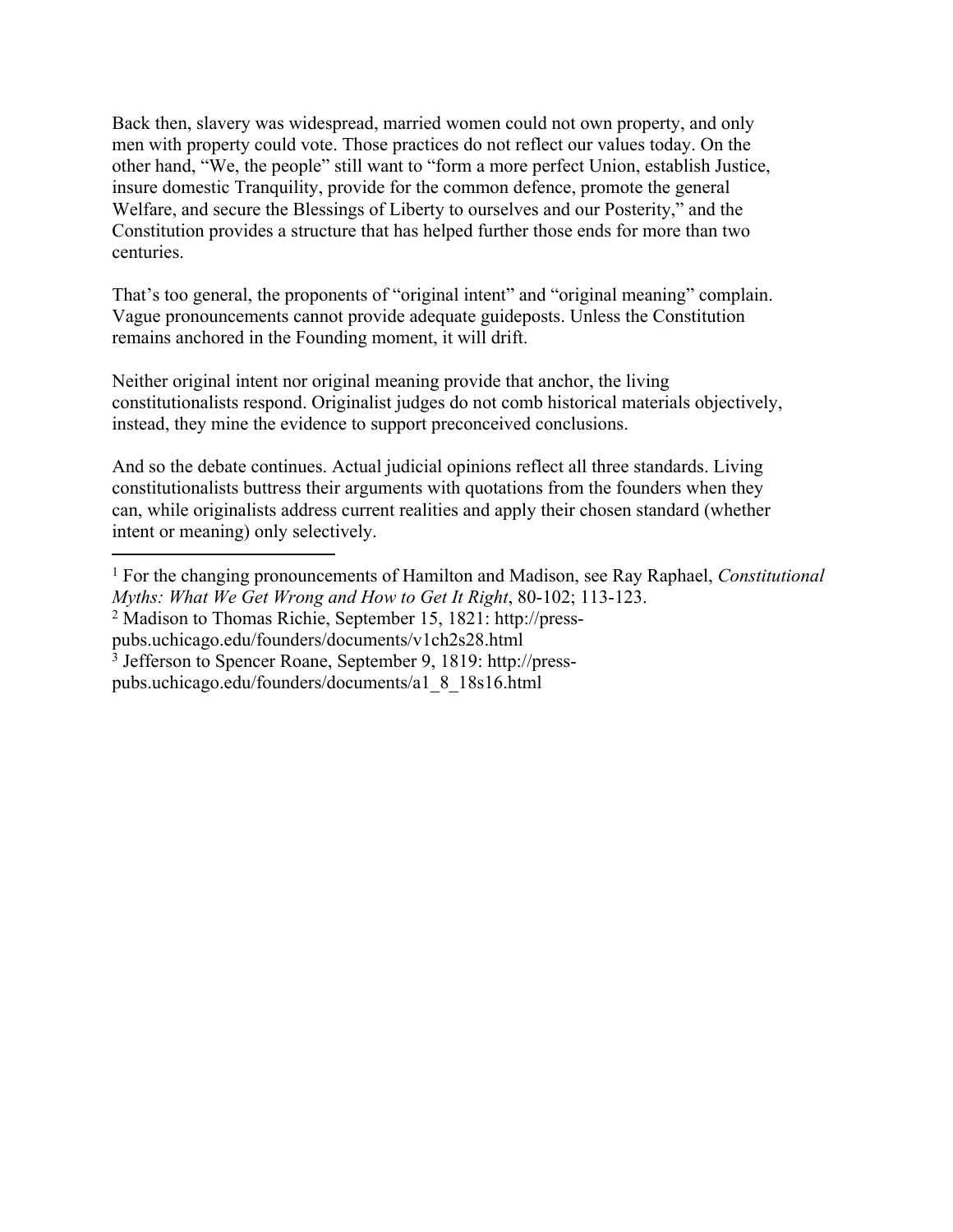Back then, slavery was widespread, married women could not own property, and only men with property could vote. Those practices do not reflect our values today. On the other hand, "We, the people" still want to "form a more perfect Union, establish Justice, insure domestic Tranquility, provide for the common defence, promote the general Welfare, and secure the Blessings of Liberty to ourselves and our Posterity," and the Constitution provides a structure that has helped further those ends for more than two centuries.

That's too general, the proponents of "original intent" and "original meaning" complain. Vague pronouncements cannot provide adequate guideposts. Unless the Constitution remains anchored in the Founding moment, it will drift.

Neither original intent nor original meaning provide that anchor, the living constitutionalists respond. Originalist judges do not comb historical materials objectively, instead, they mine the evidence to support preconceived conclusions.

And so the debate continues. Actual judicial opinions reflect all three standards. Living constitutionalists buttress their arguments with quotations from the founders when they can, while originalists address current realities and apply their chosen standard (whether intent or meaning) only selectively.

---

[1] For the changing pronouncements of Hamilton and Madison, see Ray Raphael, *Constitutional Myths: What We Get Wrong and How to Get It Right*, 80-102; 113-123.

[2] Madison to Thomas Richie, September 15, 1821: http://press-pubs.uchicago.edu/founders/documents/v1ch2s28.html

[3] Jefferson to Spencer Roane, September 9, 1819: http://press-pubs.uchicago.edu/founders/documents/a1_8_18s16.html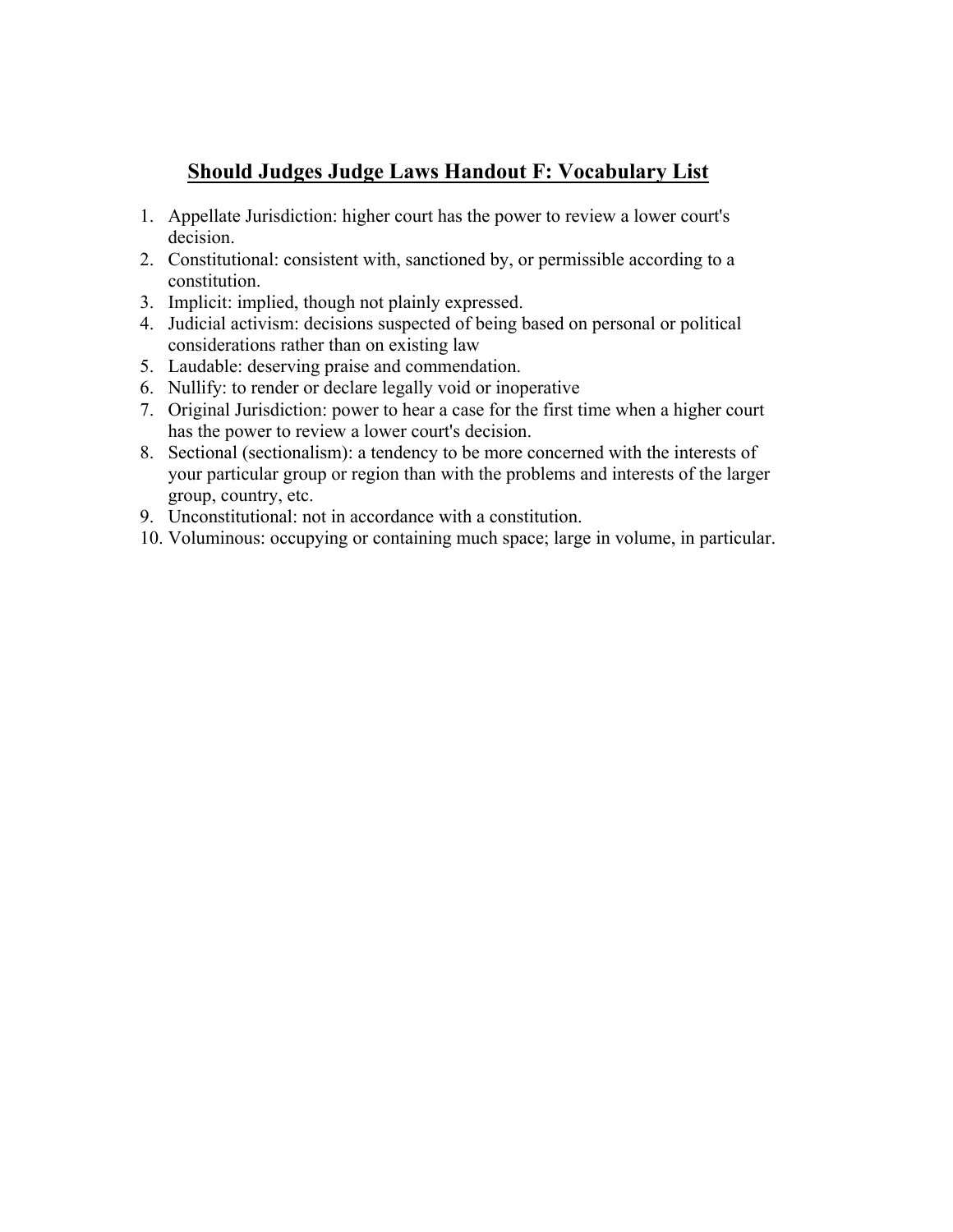## Should Judges Judge Laws Handout F: Vocabulary List

1. Appellate Jurisdiction: higher court has the power to review a lower court's decision.
2. Constitutional: consistent with, sanctioned by, or permissible according to a constitution.
3. Implicit: implied, though not plainly expressed.
4. Judicial activism: decisions suspected of being based on personal or political considerations rather than on existing law
5. Laudable: deserving praise and commendation.
6. Nullify: to render or declare legally void or inoperative
7. Original Jurisdiction: power to hear a case for the first time when a higher court has the power to review a lower court's decision.
8. Sectional (sectionalism): a tendency to be more concerned with the interests of your particular group or region than with the problems and interests of the larger group, country, etc.
9. Unconstitutional: not in accordance with a constitution.
10. Voluminous: occupying or containing much space; large in volume, in particular.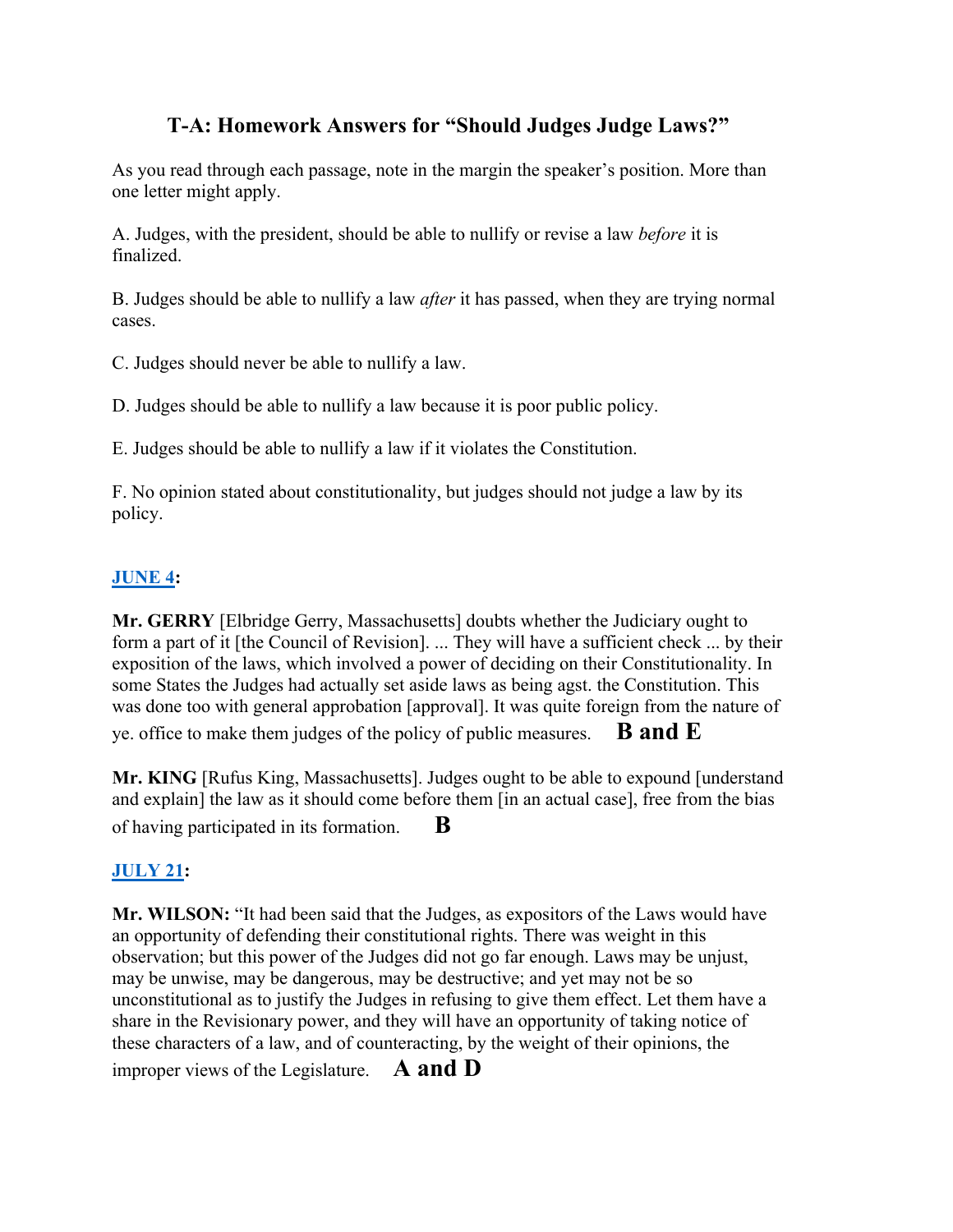# T-A: Homework Answers for "Should Judges Judge Laws?"

As you read through each passage, note in the margin the speaker's position. More than one letter might apply.

A. Judges, with the president, should be able to nullify or revise a law *before* it is finalized.

B. Judges should be able to nullify a law *after* it has passed, when they are trying normal cases.

C. Judges should never be able to nullify a law.

D. Judges should be able to nullify a law because it is poor public policy.

E. Judges should be able to nullify a law if it violates the Constitution.

F. No opinion stated about constitutionality, but judges should not judge a law by its policy.

### JUNE 4:

**Mr. GERRY** [Elbridge Gerry, Massachusetts] doubts whether the Judiciary ought to form a part of it [the Council of Revision]. ... They will have a sufficient check ... by their exposition of the laws, which involved a power of deciding on their Constitutionality. In some States the Judges had actually set aside laws as being agst. the Constitution. This was done too with general approbation [approval]. It was quite foreign from the nature of ye. office to make them judges of the policy of public measures. **B and E**

**Mr. KING** [Rufus King, Massachusetts]. Judges ought to be able to expound [understand and explain] the law as it should come before them [in an actual case], free from the bias of having participated in its formation. **B**

### JULY 21:

**Mr. WILSON:** "It had been said that the Judges, as expositors of the Laws would have an opportunity of defending their constitutional rights. There was weight in this observation; but this power of the Judges did not go far enough. Laws may be unjust, may be unwise, may be dangerous, may be destructive; and yet may not be so unconstitutional as to justify the Judges in refusing to give them effect. Let them have a share in the Revisionary power, and they will have an opportunity of taking notice of these characters of a law, and of counteracting, by the weight of their opinions, the improper views of the Legislature. **A and D**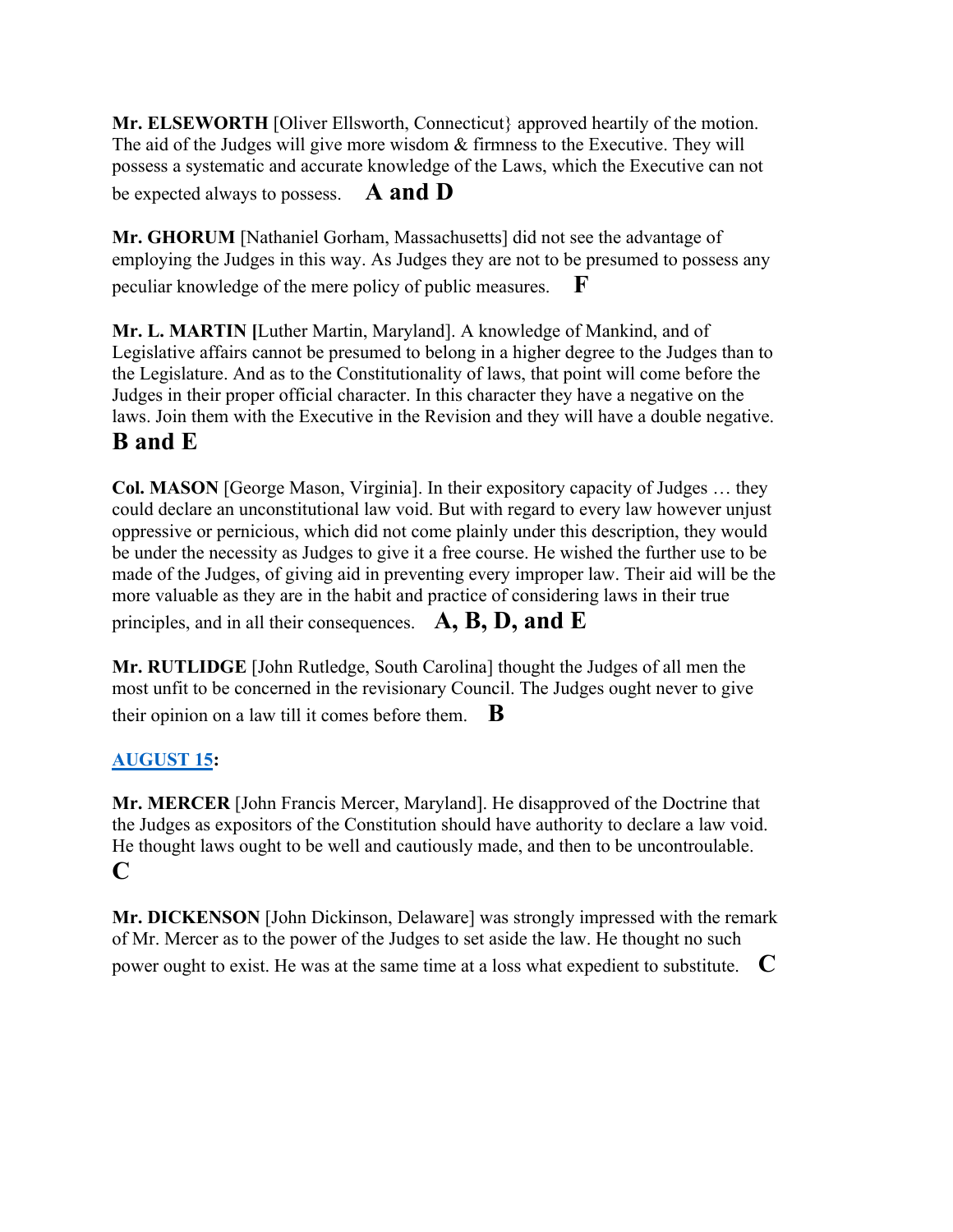**Mr. ELSEWORTH** [Oliver Ellsworth, Connecticut} approved heartily of the motion. The aid of the Judges will give more wisdom & firmness to the Executive. They will possess a systematic and accurate knowledge of the Laws, which the Executive can not be expected always to possess. **A and D**

**Mr. GHORUM** [Nathaniel Gorham, Massachusetts] did not see the advantage of employing the Judges in this way. As Judges they are not to be presumed to possess any peculiar knowledge of the mere policy of public measures. **F**

**Mr. L. MARTIN [**Luther Martin, Maryland]. A knowledge of Mankind, and of Legislative affairs cannot be presumed to belong in a higher degree to the Judges than to the Legislature. And as to the Constitutionality of laws, that point will come before the Judges in their proper official character. In this character they have a negative on the laws. Join them with the Executive in the Revision and they will have a double negative. **B and E**

**Col. MASON** [George Mason, Virginia]. In their expository capacity of Judges … they could declare an unconstitutional law void. But with regard to every law however unjust oppressive or pernicious, which did not come plainly under this description, they would be under the necessity as Judges to give it a free course. He wished the further use to be made of the Judges, of giving aid in preventing every improper law. Their aid will be the more valuable as they are in the habit and practice of considering laws in their true principles, and in all their consequences. **A, B, D, and E**

**Mr. RUTLIDGE** [John Rutledge, South Carolina] thought the Judges of all men the most unfit to be concerned in the revisionary Council. The Judges ought never to give their opinion on a law till it comes before them. **B**

**AUGUST 15:**

**Mr. MERCER** [John Francis Mercer, Maryland]. He disapproved of the Doctrine that the Judges as expositors of the Constitution should have authority to declare a law void. He thought laws ought to be well and cautiously made, and then to be uncontroulable. **C**

**Mr. DICKENSON** [John Dickinson, Delaware] was strongly impressed with the remark of Mr. Mercer as to the power of the Judges to set aside the law. He thought no such power ought to exist. He was at the same time at a loss what expedient to substitute. **C**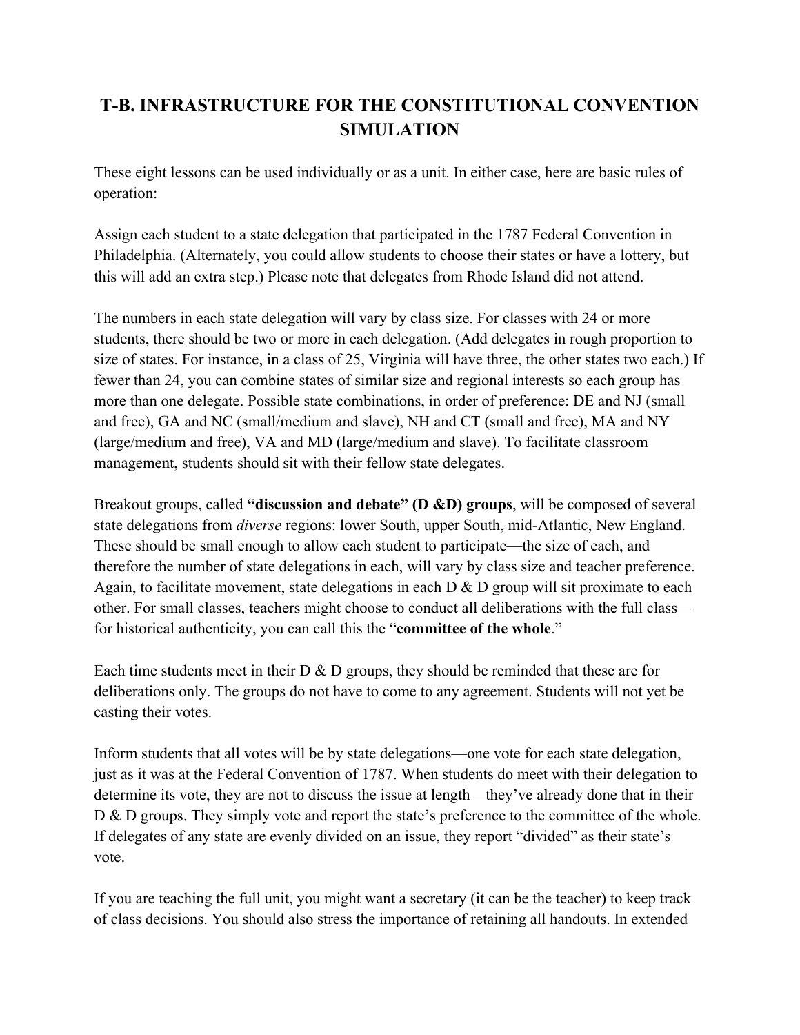# T-B. INFRASTRUCTURE FOR THE CONSTITUTIONAL CONVENTION SIMULATION

These eight lessons can be used individually or as a unit. In either case, here are basic rules of operation:

Assign each student to a state delegation that participated in the 1787 Federal Convention in Philadelphia. (Alternately, you could allow students to choose their states or have a lottery, but this will add an extra step.) Please note that delegates from Rhode Island did not attend.

The numbers in each state delegation will vary by class size. For classes with 24 or more students, there should be two or more in each delegation. (Add delegates in rough proportion to size of states. For instance, in a class of 25, Virginia will have three, the other states two each.) If fewer than 24, you can combine states of similar size and regional interests so each group has more than one delegate. Possible state combinations, in order of preference: DE and NJ (small and free), GA and NC (small/medium and slave), NH and CT (small and free), MA and NY (large/medium and free), VA and MD (large/medium and slave). To facilitate classroom management, students should sit with their fellow state delegates.

Breakout groups, called **"discussion and debate" (D &D) groups**, will be composed of several state delegations from *diverse* regions: lower South, upper South, mid-Atlantic, New England. These should be small enough to allow each student to participate—the size of each, and therefore the number of state delegations in each, will vary by class size and teacher preference. Again, to facilitate movement, state delegations in each D & D group will sit proximate to each other. For small classes, teachers might choose to conduct all deliberations with the full class—for historical authenticity, you can call this the "**committee of the whole**."

Each time students meet in their D & D groups, they should be reminded that these are for deliberations only. The groups do not have to come to any agreement. Students will not yet be casting their votes.

Inform students that all votes will be by state delegations—one vote for each state delegation, just as it was at the Federal Convention of 1787. When students do meet with their delegation to determine its vote, they are not to discuss the issue at length—they've already done that in their D & D groups. They simply vote and report the state's preference to the committee of the whole. If delegates of any state are evenly divided on an issue, they report "divided" as their state's vote.

If you are teaching the full unit, you might want a secretary (it can be the teacher) to keep track of class decisions. You should also stress the importance of retaining all handouts. In extended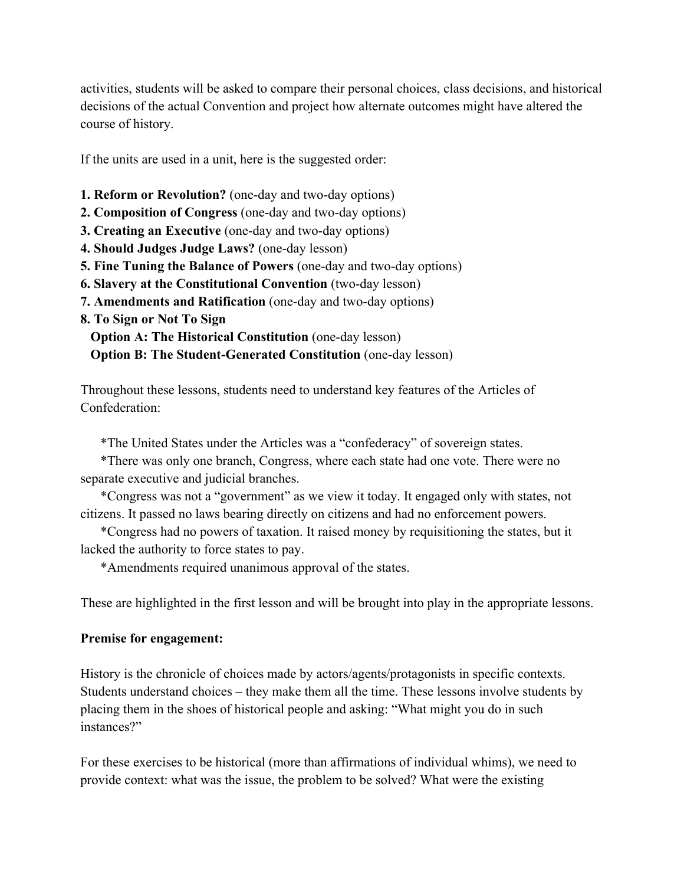activities, students will be asked to compare their personal choices, class decisions, and historical decisions of the actual Convention and project how alternate outcomes might have altered the course of history.

If the units are used in a unit, here is the suggested order:

**1. Reform or Revolution?** (one-day and two-day options)
**2. Composition of Congress** (one-day and two-day options)
**3. Creating an Executive** (one-day and two-day options)
**4. Should Judges Judge Laws?** (one-day lesson)
**5. Fine Tuning the Balance of Powers** (one-day and two-day options)
**6. Slavery at the Constitutional Convention** (two-day lesson)
**7. Amendments and Ratification** (one-day and two-day options)
**8. To Sign or Not To Sign**
  **Option A: The Historical Constitution** (one-day lesson)
  **Option B: The Student-Generated Constitution** (one-day lesson)

Throughout these lessons, students need to understand key features of the Articles of Confederation:

*The United States under the Articles was a "confederacy" of sovereign states.
*There was only one branch, Congress, where each state had one vote. There were no separate executive and judicial branches.
*Congress was not a "government" as we view it today. It engaged only with states, not citizens. It passed no laws bearing directly on citizens and had no enforcement powers.
*Congress had no powers of taxation. It raised money by requisitioning the states, but it lacked the authority to force states to pay.
*Amendments required unanimous approval of the states.

These are highlighted in the first lesson and will be brought into play in the appropriate lessons.

**Premise for engagement:**

History is the chronicle of choices made by actors/agents/protagonists in specific contexts. Students understand choices – they make them all the time. These lessons involve students by placing them in the shoes of historical people and asking: "What might you do in such instances?"

For these exercises to be historical (more than affirmations of individual whims), we need to provide context: what was the issue, the problem to be solved? What were the existing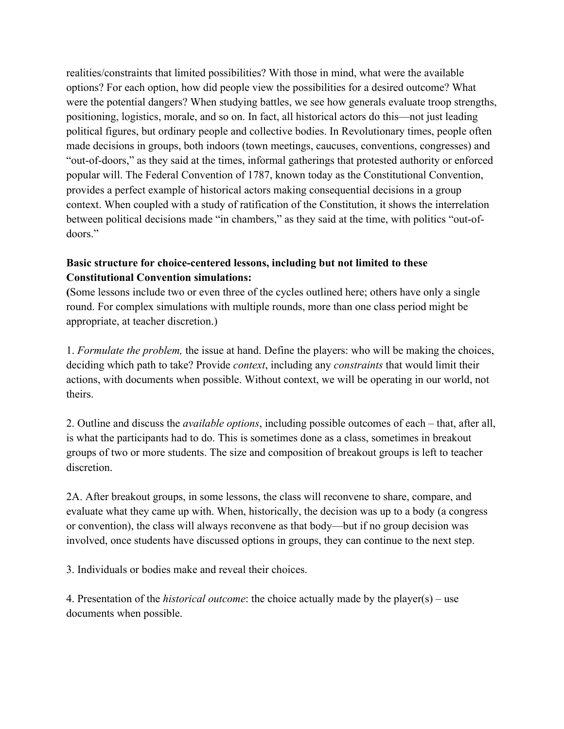realities/constraints that limited possibilities? With those in mind, what were the available options? For each option, how did people view the possibilities for a desired outcome? What were the potential dangers? When studying battles, we see how generals evaluate troop strengths, positioning, logistics, morale, and so on. In fact, all historical actors do this—not just leading political figures, but ordinary people and collective bodies. In Revolutionary times, people often made decisions in groups, both indoors (town meetings, caucuses, conventions, congresses) and "out-of-doors," as they said at the times, informal gatherings that protested authority or enforced popular will. The Federal Convention of 1787, known today as the Constitutional Convention, provides a perfect example of historical actors making consequential decisions in a group context. When coupled with a study of ratification of the Constitution, it shows the interrelation between political decisions made "in chambers," as they said at the time, with politics "out-of-doors."

**Basic structure for choice-centered lessons, including but not limited to these Constitutional Convention simulations:**

**(**Some lessons include two or even three of the cycles outlined here; others have only a single round. For complex simulations with multiple rounds, more than one class period might be appropriate, at teacher discretion.)

1. *Formulate the problem,* the issue at hand. Define the players: who will be making the choices, deciding which path to take? Provide *context*, including any *constraints* that would limit their actions, with documents when possible. Without context, we will be operating in our world, not theirs.

2. Outline and discuss the *available options*, including possible outcomes of each – that, after all, is what the participants had to do. This is sometimes done as a class, sometimes in breakout groups of two or more students. The size and composition of breakout groups is left to teacher discretion.

2A. After breakout groups, in some lessons, the class will reconvene to share, compare, and evaluate what they came up with. When, historically, the decision was up to a body (a congress or convention), the class will always reconvene as that body—but if no group decision was involved, once students have discussed options in groups, they can continue to the next step.

3. Individuals or bodies make and reveal their choices.

4. Presentation of the *historical outcome*: the choice actually made by the player(s) – use documents when possible.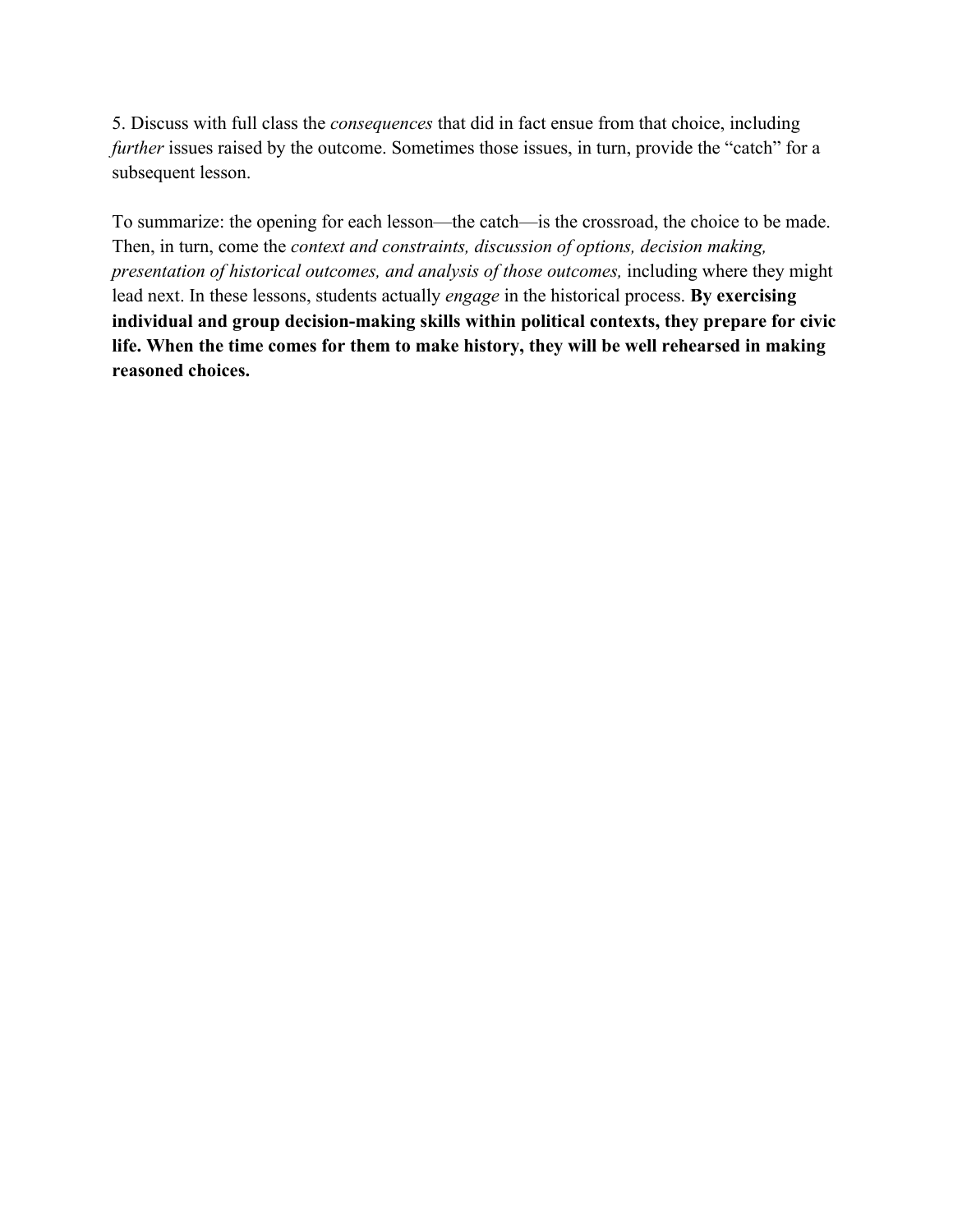5. Discuss with full class the *consequences* that did in fact ensue from that choice, including *further* issues raised by the outcome. Sometimes those issues, in turn, provide the “catch” for a subsequent lesson.

To summarize: the opening for each lesson—the catch—is the crossroad, the choice to be made. Then, in turn, come the *context and constraints, discussion of options, decision making, presentation of historical outcomes, and analysis of those outcomes,* including where they might lead next. In these lessons, students actually *engage* in the historical process. **By exercising individual and group decision-making skills within political contexts, they prepare for civic life. When the time comes for them to make history, they will be well rehearsed in making reasoned choices.**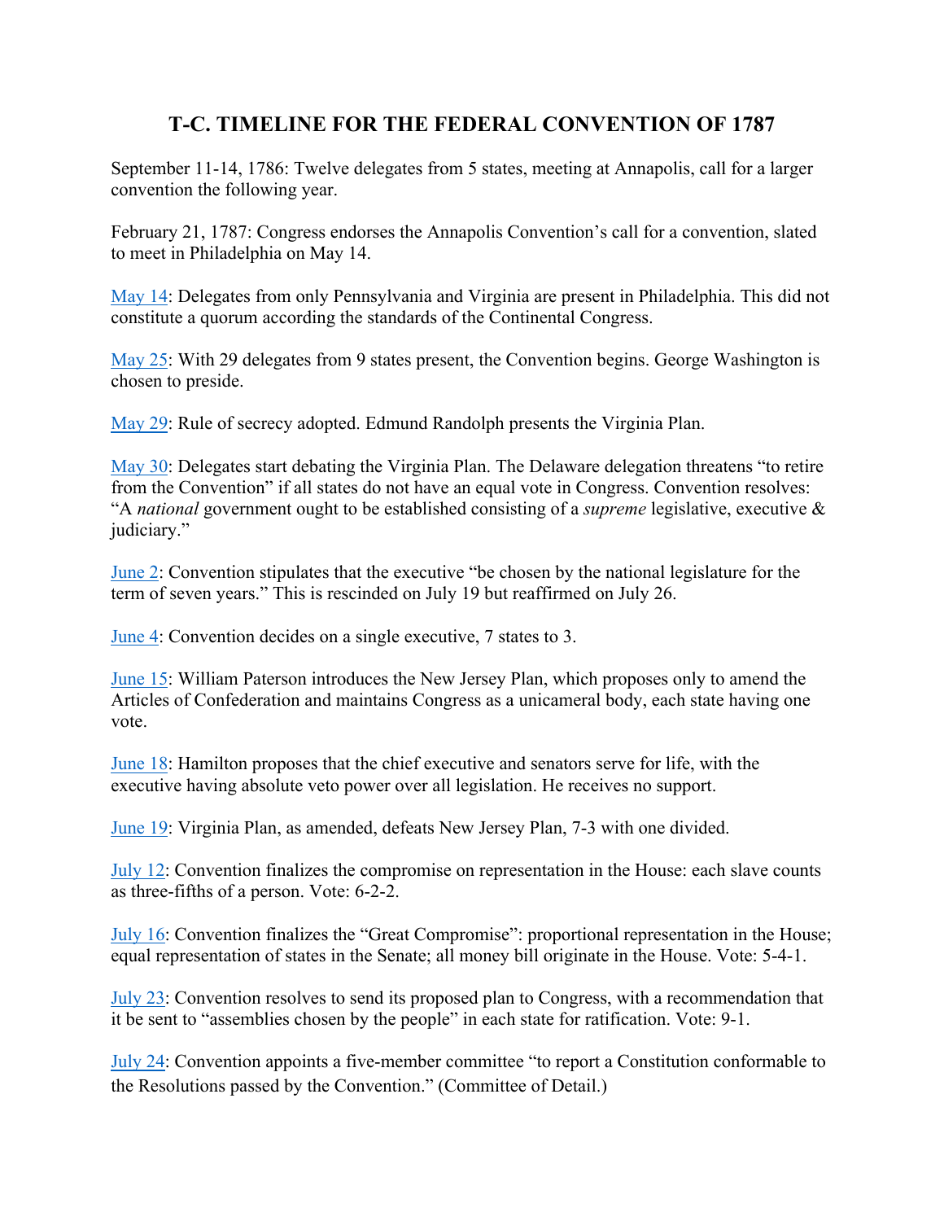# T-C. TIMELINE FOR THE FEDERAL CONVENTION OF 1787

September 11-14, 1786: Twelve delegates from 5 states, meeting at Annapolis, call for a larger convention the following year.

February 21, 1787: Congress endorses the Annapolis Convention's call for a convention, slated to meet in Philadelphia on May 14.

May 14: Delegates from only Pennsylvania and Virginia are present in Philadelphia. This did not constitute a quorum according the standards of the Continental Congress.

May 25: With 29 delegates from 9 states present, the Convention begins. George Washington is chosen to preside.

May 29: Rule of secrecy adopted. Edmund Randolph presents the Virginia Plan.

May 30: Delegates start debating the Virginia Plan. The Delaware delegation threatens "to retire from the Convention" if all states do not have an equal vote in Congress. Convention resolves: "A *national* government ought to be established consisting of a *supreme* legislative, executive & judiciary."

June 2: Convention stipulates that the executive "be chosen by the national legislature for the term of seven years." This is rescinded on July 19 but reaffirmed on July 26.

June 4: Convention decides on a single executive, 7 states to 3.

June 15: William Paterson introduces the New Jersey Plan, which proposes only to amend the Articles of Confederation and maintains Congress as a unicameral body, each state having one vote.

June 18: Hamilton proposes that the chief executive and senators serve for life, with the executive having absolute veto power over all legislation. He receives no support.

June 19: Virginia Plan, as amended, defeats New Jersey Plan, 7-3 with one divided.

July 12: Convention finalizes the compromise on representation in the House: each slave counts as three-fifths of a person. Vote: 6-2-2.

July 16: Convention finalizes the "Great Compromise": proportional representation in the House; equal representation of states in the Senate; all money bill originate in the House. Vote: 5-4-1.

July 23: Convention resolves to send its proposed plan to Congress, with a recommendation that it be sent to "assemblies chosen by the people" in each state for ratification. Vote: 9-1.

July 24: Convention appoints a five-member committee "to report a Constitution conformable to the Resolutions passed by the Convention." (Committee of Detail.)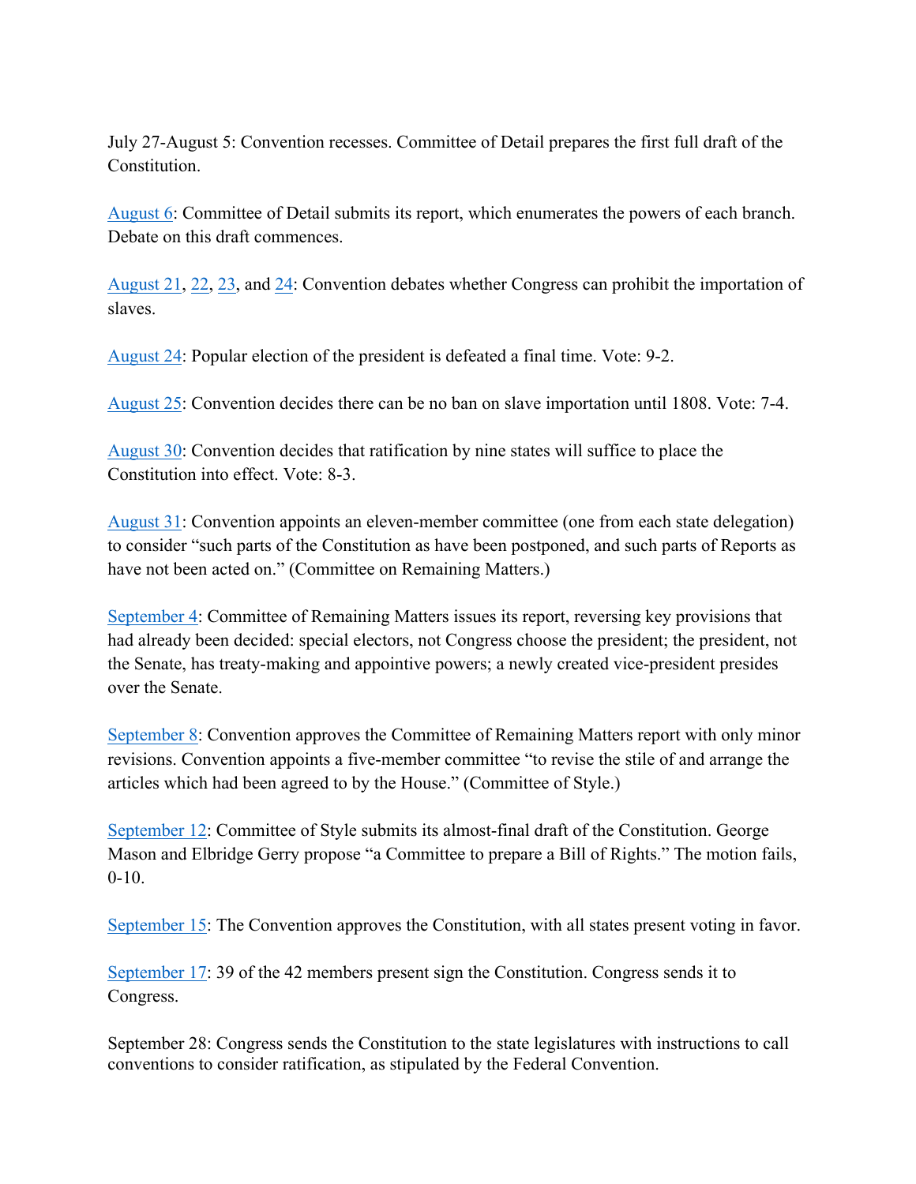July 27-August 5: Convention recesses. Committee of Detail prepares the first full draft of the Constitution.

August 6: Committee of Detail submits its report, which enumerates the powers of each branch. Debate on this draft commences.

August 21, 22, 23, and 24: Convention debates whether Congress can prohibit the importation of slaves.

August 24: Popular election of the president is defeated a final time. Vote: 9-2.

August 25: Convention decides there can be no ban on slave importation until 1808. Vote: 7-4.

August 30: Convention decides that ratification by nine states will suffice to place the Constitution into effect. Vote: 8-3.

August 31: Convention appoints an eleven-member committee (one from each state delegation) to consider "such parts of the Constitution as have been postponed, and such parts of Reports as have not been acted on." (Committee on Remaining Matters.)

September 4: Committee of Remaining Matters issues its report, reversing key provisions that had already been decided: special electors, not Congress choose the president; the president, not the Senate, has treaty-making and appointive powers; a newly created vice-president presides over the Senate.

September 8: Convention approves the Committee of Remaining Matters report with only minor revisions. Convention appoints a five-member committee "to revise the stile of and arrange the articles which had been agreed to by the House." (Committee of Style.)

September 12: Committee of Style submits its almost-final draft of the Constitution. George Mason and Elbridge Gerry propose "a Committee to prepare a Bill of Rights." The motion fails, 0-10.

September 15: The Convention approves the Constitution, with all states present voting in favor.

September 17: 39 of the 42 members present sign the Constitution. Congress sends it to Congress.

September 28: Congress sends the Constitution to the state legislatures with instructions to call conventions to consider ratification, as stipulated by the Federal Convention.